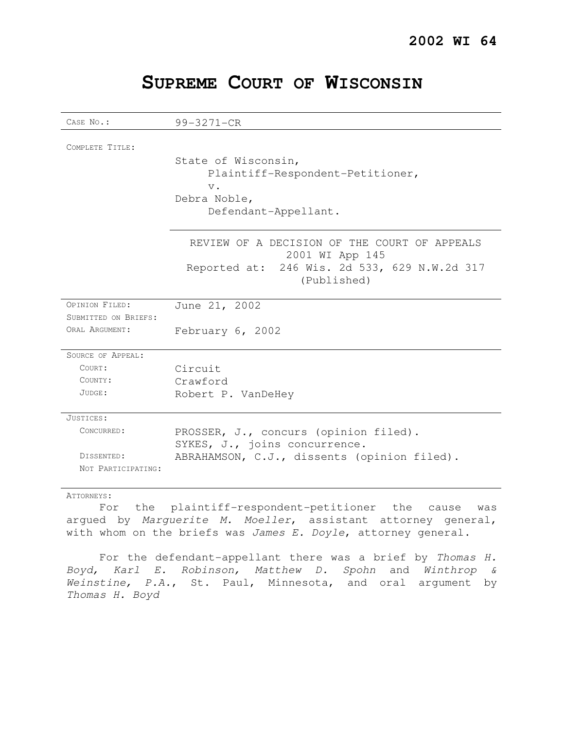**2002 WI 64**

# SUPREME COURT OF WISCONSIN

| | |
|---|---|
| CASE NO.: | 99-3271-CR |
| COMPLETE TITLE: | State of Wisconsin,<br>Plaintiff-Respondent-Petitioner,<br>v.<br>Debra Noble,<br>Defendant-Appellant. |
| | REVIEW OF A DECISION OF THE COURT OF APPEALS<br>2001 WI App 145<br>Reported at: 246 Wis. 2d 533, 629 N.W.2d 317<br>(Published) |
| OPINION FILED: | June 21, 2002 |
| SUBMITTED ON BRIEFS: | |
| ORAL ARGUMENT: | February 6, 2002 |
| SOURCE OF APPEAL: | |
| COURT: | Circuit |
| COUNTY: | Crawford |
| JUDGE: | Robert P. VanDeHey |
| JUSTICES: | |
| CONCURRED: | PROSSER, J., concurs (opinion filed).<br>SYKES, J., joins concurrence. |
| DISSENTED: | ABRAHAMSON, C.J., dissents (opinion filed). |
| NOT PARTICIPATING: | |

ATTORNEYS:

For the plaintiff-respondent-petitioner the cause was argued by *Marguerite M. Moeller*, assistant attorney general, with whom on the briefs was *James E. Doyle*, attorney general.

For the defendant-appellant there was a brief by *Thomas H. Boyd, Karl E. Robinson, Matthew D. Spohn* and *Winthrop & Weinstine, P.A.*, St. Paul, Minnesota, and oral argument by *Thomas H. Boyd*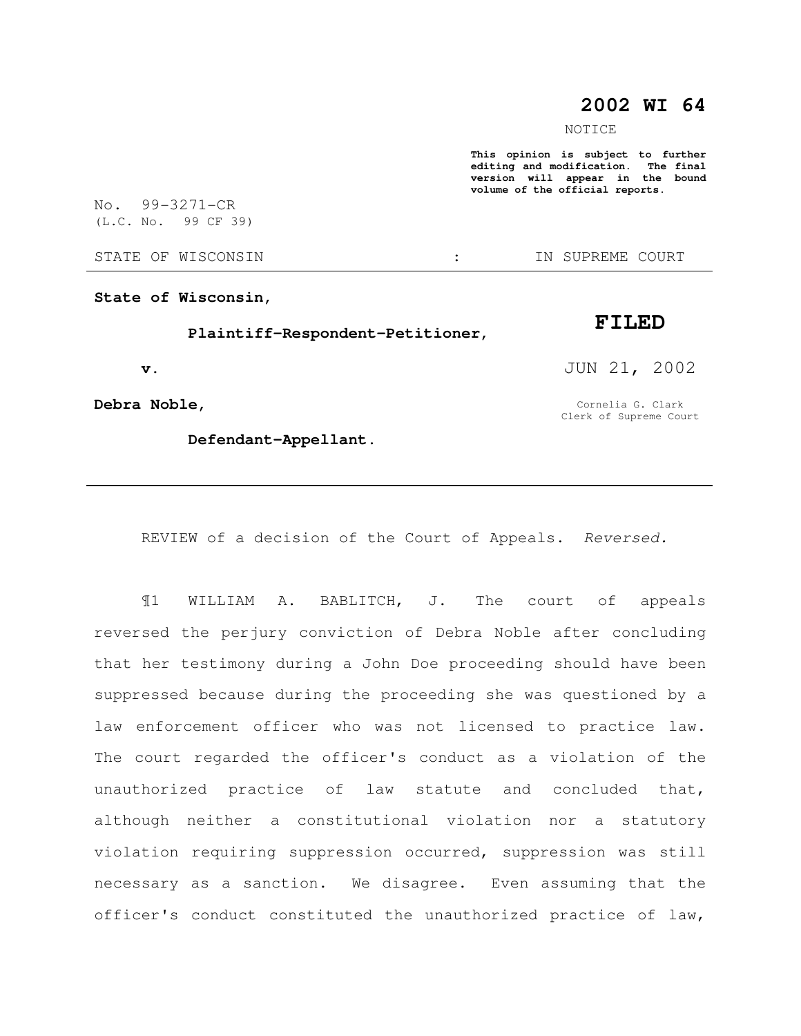# 2002 WI 64

NOTICE

**This opinion is subject to further editing and modification. The final version will appear in the bound volume of the official reports.**

No. 99-3271-CR
(L.C. No. 99 CF 39)

STATE OF WISCONSIN : IN SUPREME COURT

**State of Wisconsin,**

**Plaintiff-Respondent-Petitioner,**

**v.**

**Debra Noble,**

**Defendant-Appellant.**

**FILED**

JUN 21, 2002

Cornelia G. Clark
Clerk of Supreme Court

---

REVIEW of a decision of the Court of Appeals. *Reversed.*

¶1 WILLIAM A. BABLITCH, J. The court of appeals reversed the perjury conviction of Debra Noble after concluding that her testimony during a John Doe proceeding should have been suppressed because during the proceeding she was questioned by a law enforcement officer who was not licensed to practice law. The court regarded the officer's conduct as a violation of the unauthorized practice of law statute and concluded that, although neither a constitutional violation nor a statutory violation requiring suppression occurred, suppression was still necessary as a sanction. We disagree. Even assuming that the officer's conduct constituted the unauthorized practice of law,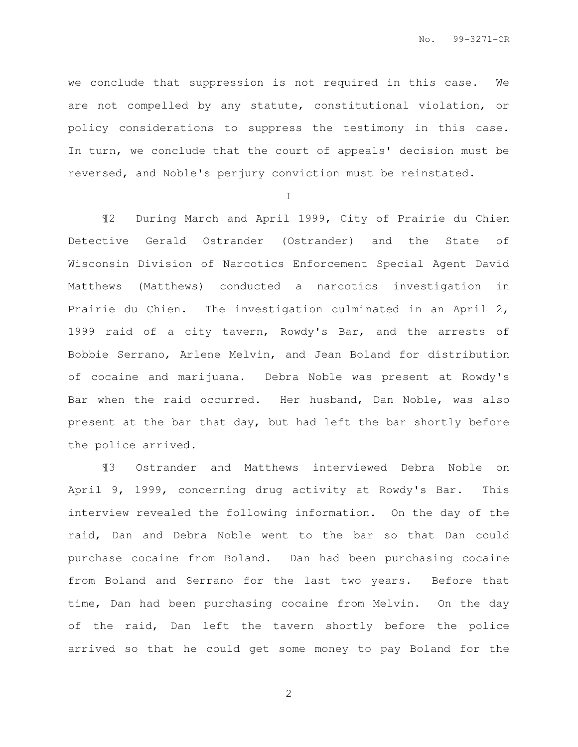we conclude that suppression is not required in this case. We are not compelled by any statute, constitutional violation, or policy considerations to suppress the testimony in this case. In turn, we conclude that the court of appeals' decision must be reversed, and Noble's perjury conviction must be reinstated.

I

¶2 During March and April 1999, City of Prairie du Chien Detective Gerald Ostrander (Ostrander) and the State of Wisconsin Division of Narcotics Enforcement Special Agent David Matthews (Matthews) conducted a narcotics investigation in Prairie du Chien. The investigation culminated in an April 2, 1999 raid of a city tavern, Rowdy's Bar, and the arrests of Bobbie Serrano, Arlene Melvin, and Jean Boland for distribution of cocaine and marijuana. Debra Noble was present at Rowdy's Bar when the raid occurred. Her husband, Dan Noble, was also present at the bar that day, but had left the bar shortly before the police arrived.

¶3 Ostrander and Matthews interviewed Debra Noble on April 9, 1999, concerning drug activity at Rowdy's Bar. This interview revealed the following information. On the day of the raid, Dan and Debra Noble went to the bar so that Dan could purchase cocaine from Boland. Dan had been purchasing cocaine from Boland and Serrano for the last two years. Before that time, Dan had been purchasing cocaine from Melvin. On the day of the raid, Dan left the tavern shortly before the police arrived so that he could get some money to pay Boland for the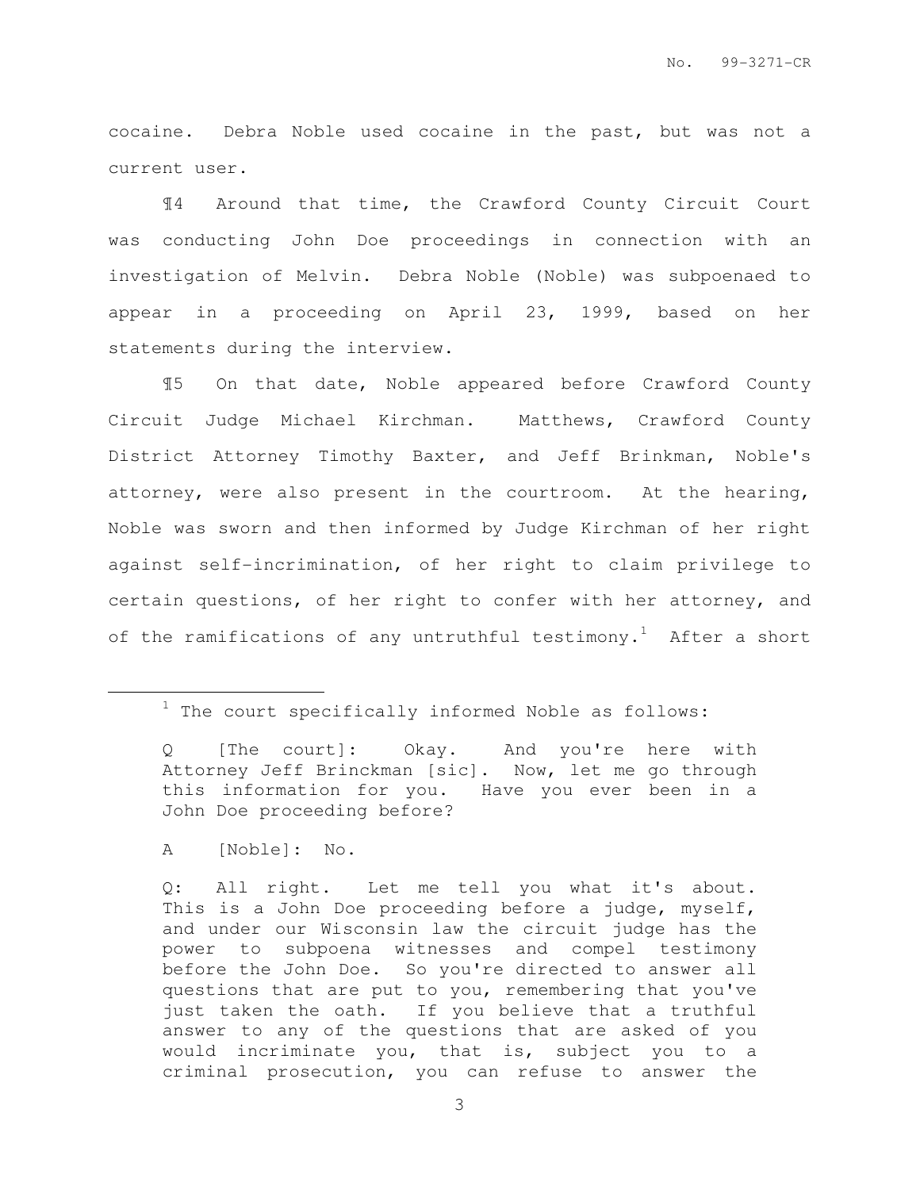cocaine. Debra Noble used cocaine in the past, but was not a current user.

¶4 Around that time, the Crawford County Circuit Court was conducting John Doe proceedings in connection with an investigation of Melvin. Debra Noble (Noble) was subpoenaed to appear in a proceeding on April 23, 1999, based on her statements during the interview.

¶5 On that date, Noble appeared before Crawford County Circuit Judge Michael Kirchman. Matthews, Crawford County District Attorney Timothy Baxter, and Jeff Brinkman, Noble's attorney, were also present in the courtroom. At the hearing, Noble was sworn and then informed by Judge Kirchman of her right against self-incrimination, of her right to claim privilege to certain questions, of her right to confer with her attorney, and of the ramifications of any untruthful testimony.[1] After a short

---

[1] The court specifically informed Noble as follows:

> Q [The court]: Okay. And you're here with Attorney Jeff Brinckman [sic]. Now, let me go through this information for you. Have you ever been in a John Doe proceeding before?
>
> A [Noble]: No.
>
> Q: All right. Let me tell you what it's about. This is a John Doe proceeding before a judge, myself, and under our Wisconsin law the circuit judge has the power to subpoena witnesses and compel testimony before the John Doe. So you're directed to answer all questions that are put to you, remembering that you've just taken the oath. If you believe that a truthful answer to any of the questions that are asked of you would incriminate you, that is, subject you to a criminal prosecution, you can refuse to answer the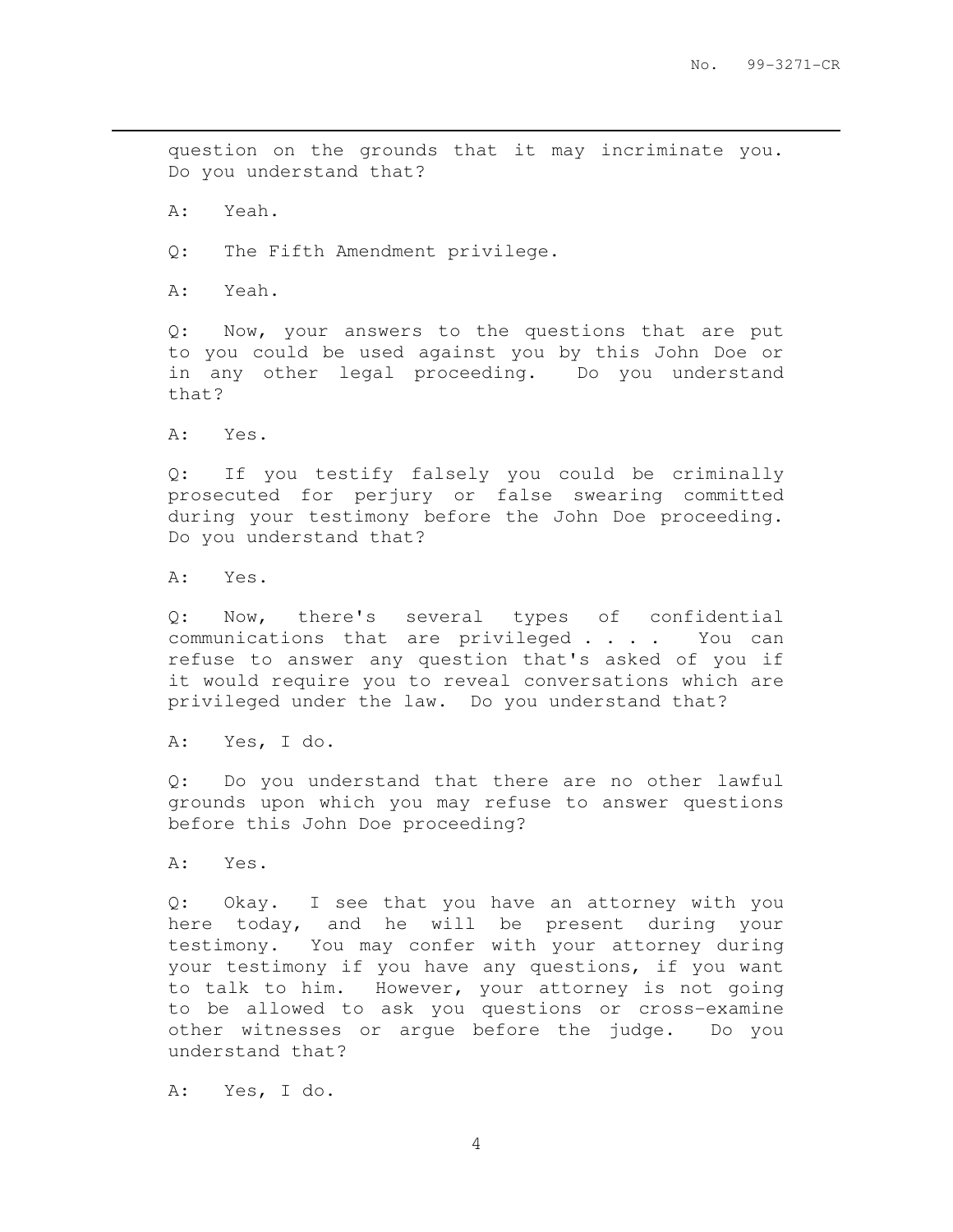question on the grounds that it may incriminate you. Do you understand that?

A: Yeah.

Q: The Fifth Amendment privilege.

A: Yeah.

Q: Now, your answers to the questions that are put to you could be used against you by this John Doe or in any other legal proceeding. Do you understand that?

A: Yes.

Q: If you testify falsely you could be criminally prosecuted for perjury or false swearing committed during your testimony before the John Doe proceeding. Do you understand that?

A: Yes.

Q: Now, there's several types of confidential communications that are privileged . . . . You can refuse to answer any question that's asked of you if it would require you to reveal conversations which are privileged under the law. Do you understand that?

A: Yes, I do.

Q: Do you understand that there are no other lawful grounds upon which you may refuse to answer questions before this John Doe proceeding?

A: Yes.

Q: Okay. I see that you have an attorney with you here today, and he will be present during your testimony. You may confer with your attorney during your testimony if you have any questions, if you want to talk to him. However, your attorney is not going to be allowed to ask you questions or cross-examine other witnesses or argue before the judge. Do you understand that?

A: Yes, I do.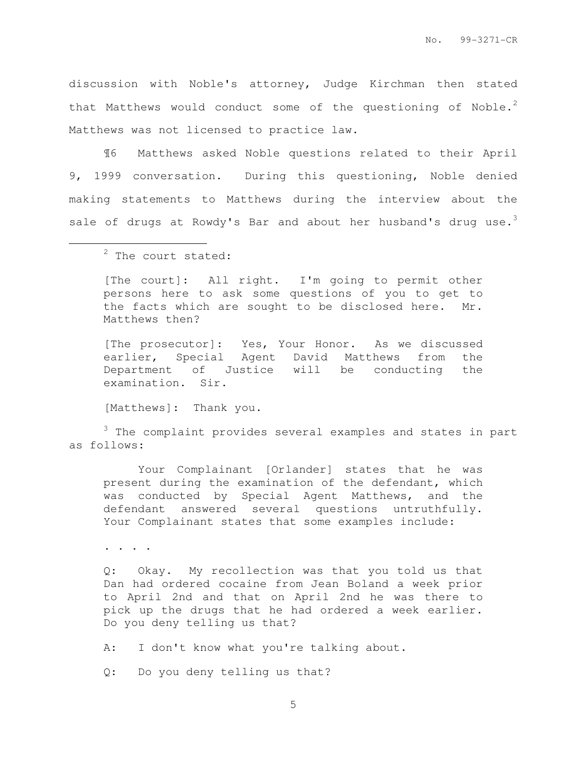discussion with Noble's attorney, Judge Kirchman then stated that Matthews would conduct some of the questioning of Noble.[2] Matthews was not licensed to practice law.

¶6 Matthews asked Noble questions related to their April 9, 1999 conversation. During this questioning, Noble denied making statements to Matthews during the interview about the sale of drugs at Rowdy's Bar and about her husband's drug use.[3]

---

[2] The court stated:

> [The court]: All right. I'm going to permit other persons here to ask some questions of you to get to the facts which are sought to be disclosed here. Mr. Matthews then?
>
> [The prosecutor]: Yes, Your Honor. As we discussed earlier, Special Agent David Matthews from the Department of Justice will be conducting the examination. Sir.
>
> [Matthews]: Thank you.

[3] The complaint provides several examples and states in part as follows:

> Your Complainant [Orlander] states that he was present during the examination of the defendant, which was conducted by Special Agent Matthews, and the defendant answered several questions untruthfully. Your Complainant states that some examples include:
>
> . . . .
>
> Q: Okay. My recollection was that you told us that Dan had ordered cocaine from Jean Boland a week prior to April 2nd and that on April 2nd he was there to pick up the drugs that he had ordered a week earlier. Do you deny telling us that?
>
> A: I don't know what you're talking about.
>
> Q: Do you deny telling us that?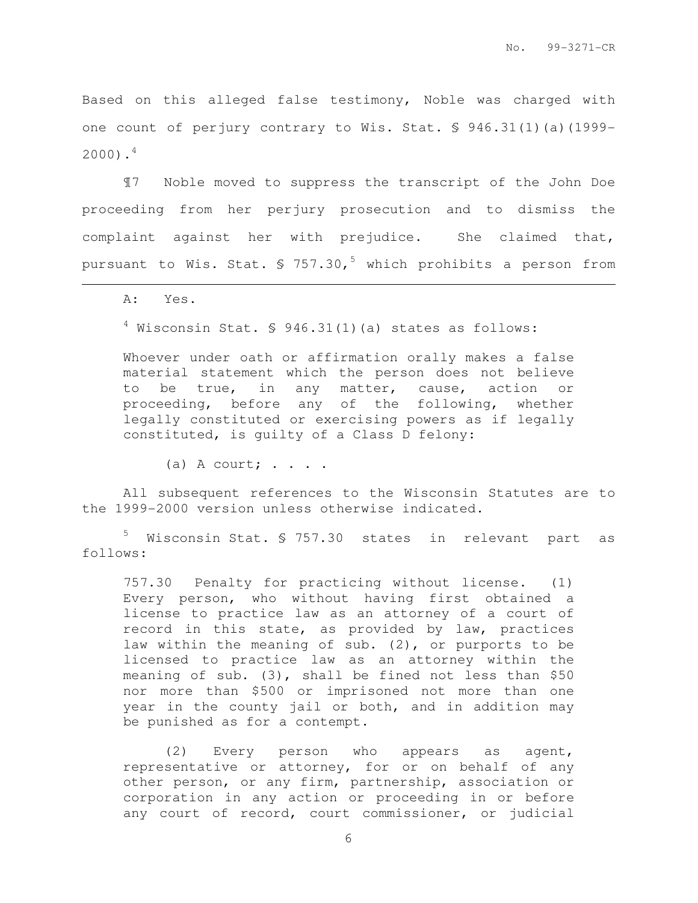Based on this alleged false testimony, Noble was charged with one count of perjury contrary to Wis. Stat. § 946.31(1)(a)(1999-2000).[4]

¶7 Noble moved to suppress the transcript of the John Doe proceeding from her perjury prosecution and to dismiss the complaint against her with prejudice. She claimed that, pursuant to Wis. Stat. § 757.30,[5] which prohibits a person from

---

A: Yes.

[4] Wisconsin Stat. § 946.31(1)(a) states as follows:

> Whoever under oath or affirmation orally makes a false material statement which the person does not believe to be true, in any matter, cause, action or proceeding, before any of the following, whether legally constituted or exercising powers as if legally constituted, is guilty of a Class D felony:
>
> (a) A court; . . . .

All subsequent references to the Wisconsin Statutes are to the 1999-2000 version unless otherwise indicated.

[5] Wisconsin Stat. § 757.30 states in relevant part as follows:

> 757.30 Penalty for practicing without license. (1) Every person, who without having first obtained a license to practice law as an attorney of a court of record in this state, as provided by law, practices law within the meaning of sub. (2), or purports to be licensed to practice law as an attorney within the meaning of sub. (3), shall be fined not less than $50 nor more than $500 or imprisoned not more than one year in the county jail or both, and in addition may be punished as for a contempt.
>
> (2) Every person who appears as agent, representative or attorney, for or on behalf of any other person, or any firm, partnership, association or corporation in any action or proceeding in or before any court of record, court commissioner, or judicial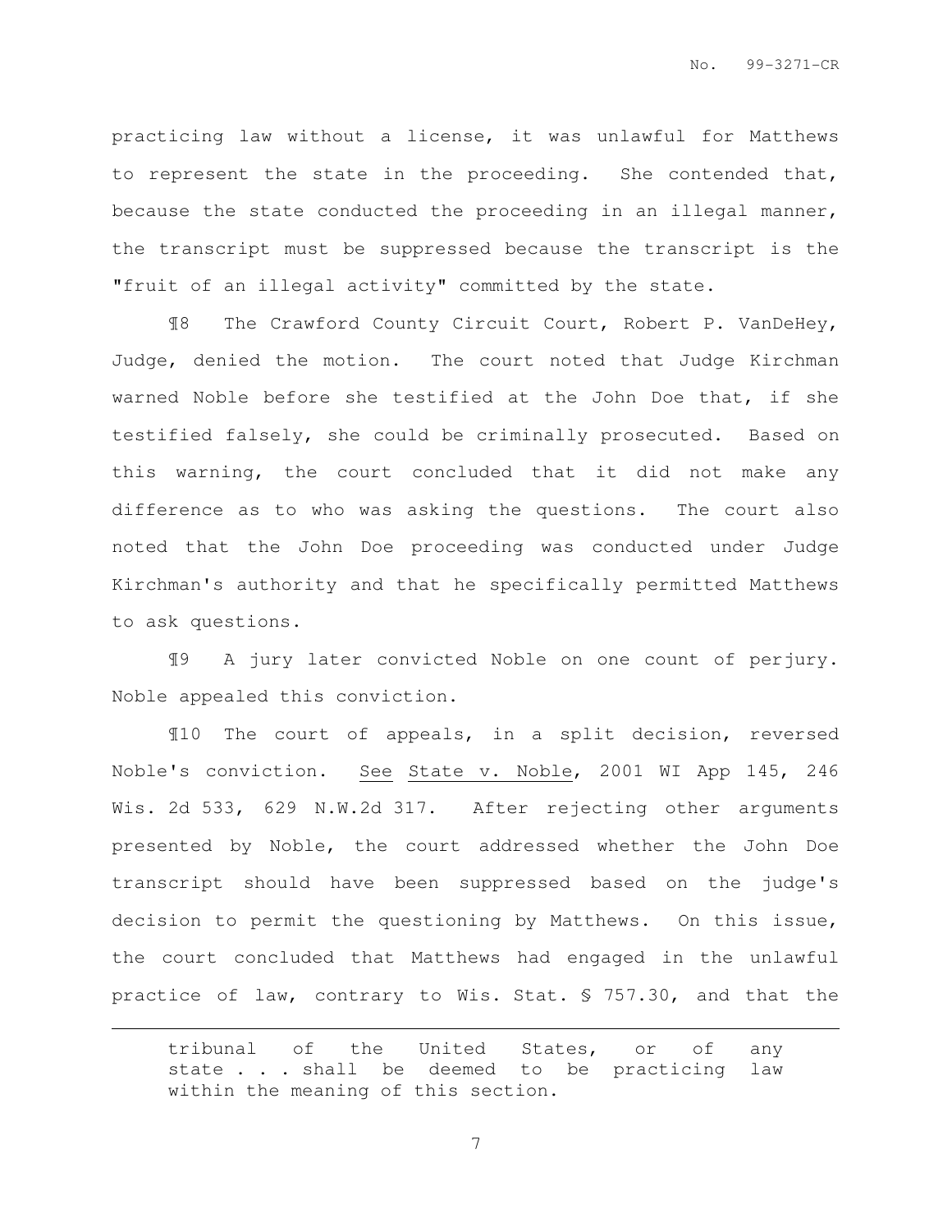practicing law without a license, it was unlawful for Matthews to represent the state in the proceeding. She contended that, because the state conducted the proceeding in an illegal manner, the transcript must be suppressed because the transcript is the "fruit of an illegal activity" committed by the state.

¶8 The Crawford County Circuit Court, Robert P. VanDeHey, Judge, denied the motion. The court noted that Judge Kirchman warned Noble before she testified at the John Doe that, if she testified falsely, she could be criminally prosecuted. Based on this warning, the court concluded that it did not make any difference as to who was asking the questions. The court also noted that the John Doe proceeding was conducted under Judge Kirchman's authority and that he specifically permitted Matthews to ask questions.

¶9 A jury later convicted Noble on one count of perjury. Noble appealed this conviction.

¶10 The court of appeals, in a split decision, reversed Noble's conviction. See State v. Noble, 2001 WI App 145, 246 Wis. 2d 533, 629 N.W.2d 317. After rejecting other arguments presented by Noble, the court addressed whether the John Doe transcript should have been suppressed based on the judge's decision to permit the questioning by Matthews. On this issue, the court concluded that Matthews had engaged in the unlawful practice of law, contrary to Wis. Stat. § 757.30, and that the

---

tribunal of the United States, or of any state . . . shall be deemed to be practicing law within the meaning of this section.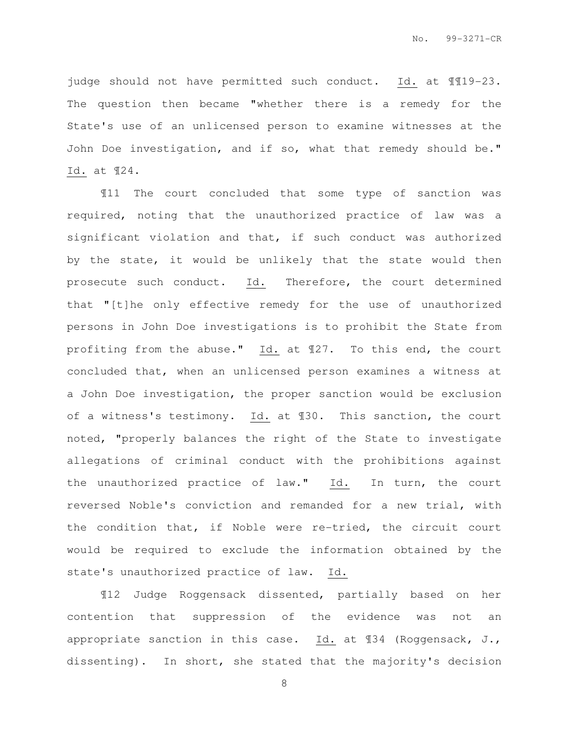judge should not have permitted such conduct. Id. at ¶¶19-23. The question then became "whether there is a remedy for the State's use of an unlicensed person to examine witnesses at the John Doe investigation, and if so, what that remedy should be." Id. at ¶24.

¶11 The court concluded that some type of sanction was required, noting that the unauthorized practice of law was a significant violation and that, if such conduct was authorized by the state, it would be unlikely that the state would then prosecute such conduct. Id. Therefore, the court determined that "[t]he only effective remedy for the use of unauthorized persons in John Doe investigations is to prohibit the State from profiting from the abuse." Id. at ¶27. To this end, the court concluded that, when an unlicensed person examines a witness at a John Doe investigation, the proper sanction would be exclusion of a witness's testimony. Id. at ¶30. This sanction, the court noted, "properly balances the right of the State to investigate allegations of criminal conduct with the prohibitions against the unauthorized practice of law." Id. In turn, the court reversed Noble's conviction and remanded for a new trial, with the condition that, if Noble were re-tried, the circuit court would be required to exclude the information obtained by the state's unauthorized practice of law. Id.

¶12 Judge Roggensack dissented, partially based on her contention that suppression of the evidence was not an appropriate sanction in this case. Id. at ¶34 (Roggensack, J., dissenting). In short, she stated that the majority's decision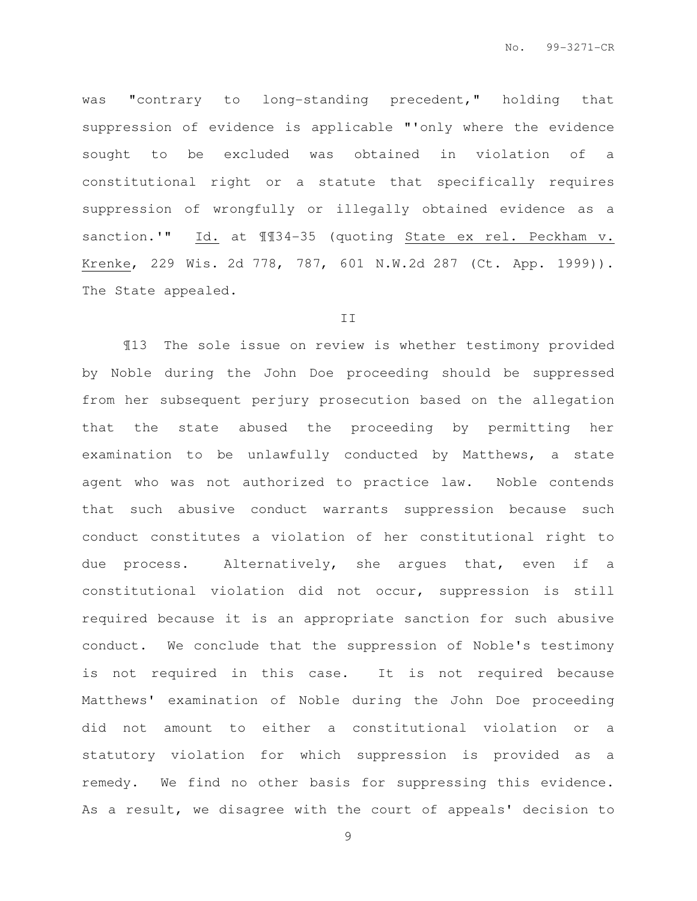was "contrary to long-standing precedent," holding that suppression of evidence is applicable "'only where the evidence sought to be excluded was obtained in violation of a constitutional right or a statute that specifically requires suppression of wrongfully or illegally obtained evidence as a sanction.'" Id. at ¶¶34-35 (quoting State ex rel. Peckham v. Krenke, 229 Wis. 2d 778, 787, 601 N.W.2d 287 (Ct. App. 1999)). The State appealed.

II

¶13 The sole issue on review is whether testimony provided by Noble during the John Doe proceeding should be suppressed from her subsequent perjury prosecution based on the allegation that the state abused the proceeding by permitting her examination to be unlawfully conducted by Matthews, a state agent who was not authorized to practice law. Noble contends that such abusive conduct warrants suppression because such conduct constitutes a violation of her constitutional right to due process. Alternatively, she argues that, even if a constitutional violation did not occur, suppression is still required because it is an appropriate sanction for such abusive conduct. We conclude that the suppression of Noble's testimony is not required in this case. It is not required because Matthews' examination of Noble during the John Doe proceeding did not amount to either a constitutional violation or a statutory violation for which suppression is provided as a remedy. We find no other basis for suppressing this evidence. As a result, we disagree with the court of appeals' decision to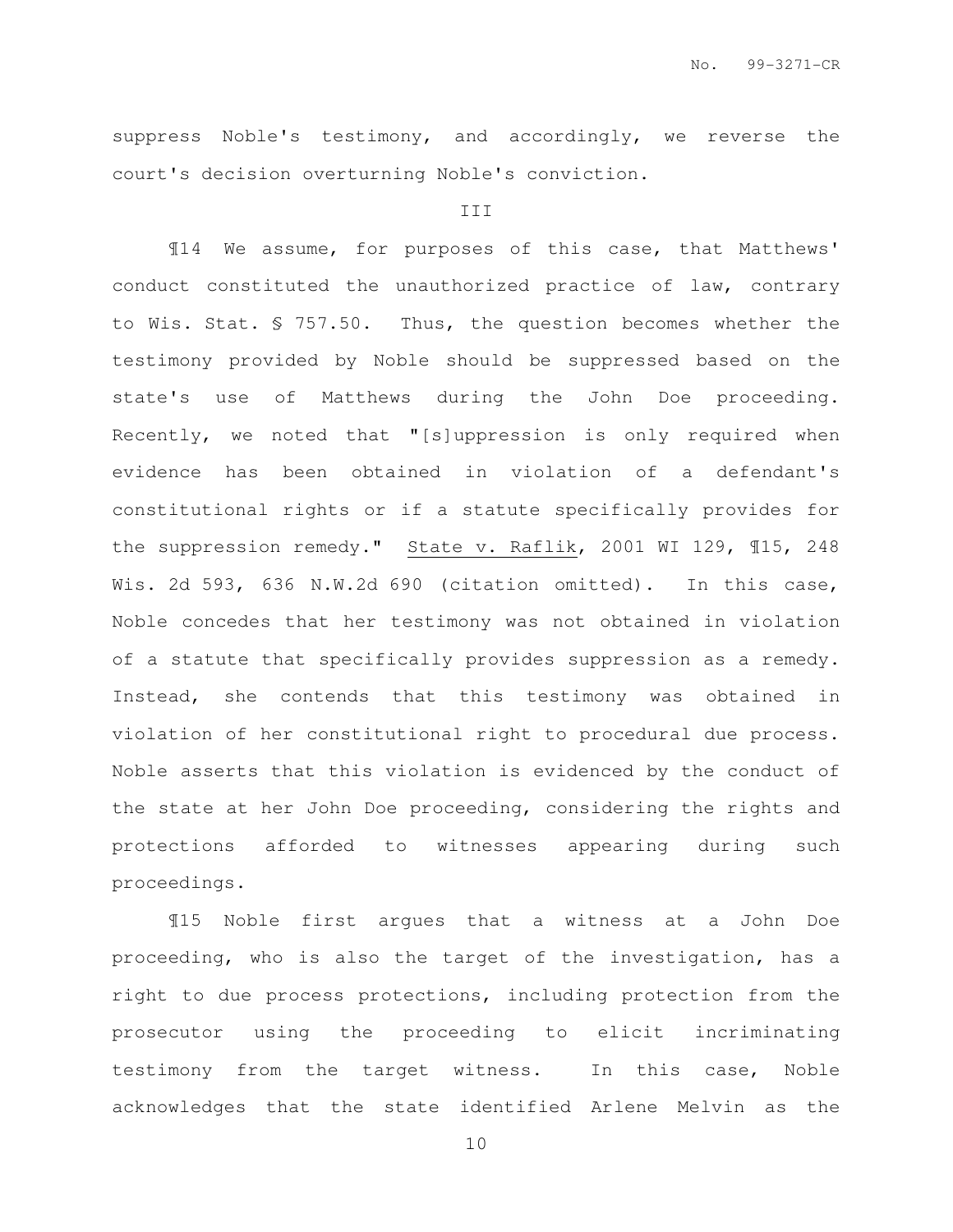suppress Noble's testimony, and accordingly, we reverse the court's decision overturning Noble's conviction.

III

¶14 We assume, for purposes of this case, that Matthews' conduct constituted the unauthorized practice of law, contrary to Wis. Stat. § 757.50. Thus, the question becomes whether the testimony provided by Noble should be suppressed based on the state's use of Matthews during the John Doe proceeding. Recently, we noted that "[s]uppression is only required when evidence has been obtained in violation of a defendant's constitutional rights or if a statute specifically provides for the suppression remedy." State v. Raflik, 2001 WI 129, ¶15, 248 Wis. 2d 593, 636 N.W.2d 690 (citation omitted). In this case, Noble concedes that her testimony was not obtained in violation of a statute that specifically provides suppression as a remedy. Instead, she contends that this testimony was obtained in violation of her constitutional right to procedural due process. Noble asserts that this violation is evidenced by the conduct of the state at her John Doe proceeding, considering the rights and protections afforded to witnesses appearing during such proceedings.

¶15 Noble first argues that a witness at a John Doe proceeding, who is also the target of the investigation, has a right to due process protections, including protection from the prosecutor using the proceeding to elicit incriminating testimony from the target witness. In this case, Noble acknowledges that the state identified Arlene Melvin as the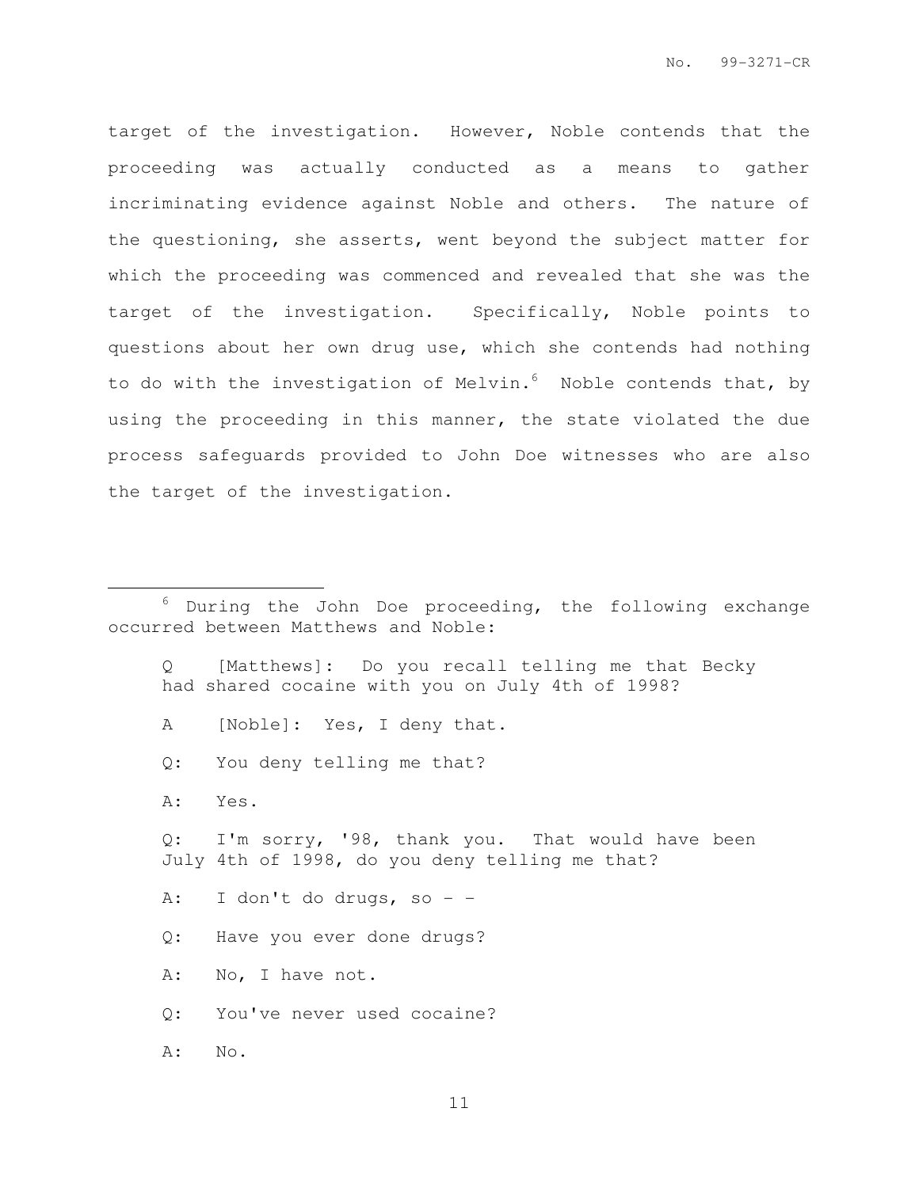target of the investigation. However, Noble contends that the proceeding was actually conducted as a means to gather incriminating evidence against Noble and others. The nature of the questioning, she asserts, went beyond the subject matter for which the proceeding was commenced and revealed that she was the target of the investigation. Specifically, Noble points to questions about her own drug use, which she contends had nothing to do with the investigation of Melvin.[6] Noble contends that, by using the proceeding in this manner, the state violated the due process safeguards provided to John Doe witnesses who are also the target of the investigation.

---

[6] During the John Doe proceeding, the following exchange occurred between Matthews and Noble:

> Q [Matthews]: Do you recall telling me that Becky had shared cocaine with you on July 4th of 1998?
>
> A [Noble]: Yes, I deny that.
>
> Q: You deny telling me that?
>
> A: Yes.
>
> Q: I'm sorry, '98, thank you. That would have been July 4th of 1998, do you deny telling me that?
>
> A: I don't do drugs, so - -
>
> Q: Have you ever done drugs?
>
> A: No, I have not.
>
> Q: You've never used cocaine?
>
> A: No.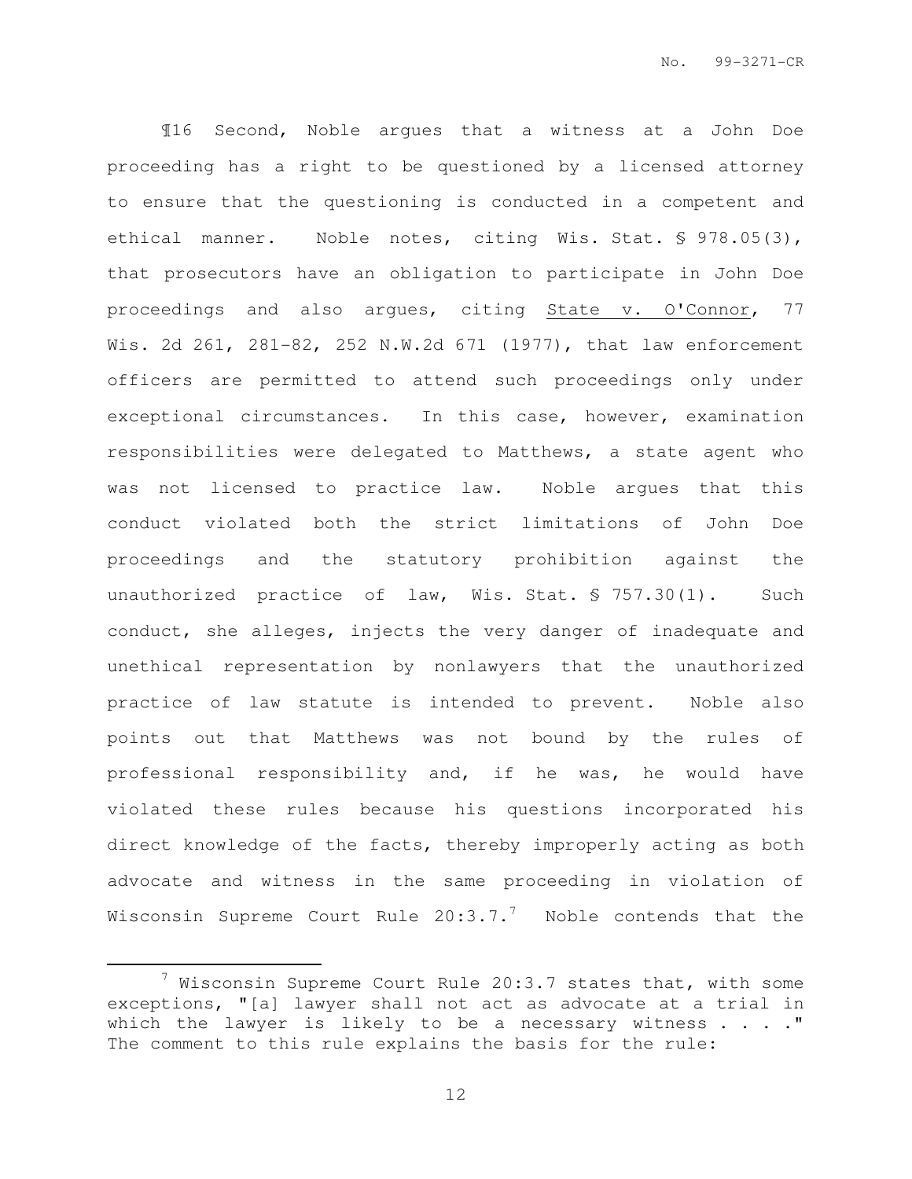¶16 Second, Noble argues that a witness at a John Doe proceeding has a right to be questioned by a licensed attorney to ensure that the questioning is conducted in a competent and ethical manner. Noble notes, citing Wis. Stat. § 978.05(3), that prosecutors have an obligation to participate in John Doe proceedings and also argues, citing State v. O'Connor, 77 Wis. 2d 261, 281-82, 252 N.W.2d 671 (1977), that law enforcement officers are permitted to attend such proceedings only under exceptional circumstances. In this case, however, examination responsibilities were delegated to Matthews, a state agent who was not licensed to practice law. Noble argues that this conduct violated both the strict limitations of John Doe proceedings and the statutory prohibition against the unauthorized practice of law, Wis. Stat. § 757.30(1). Such conduct, she alleges, injects the very danger of inadequate and unethical representation by nonlawyers that the unauthorized practice of law statute is intended to prevent. Noble also points out that Matthews was not bound by the rules of professional responsibility and, if he was, he would have violated these rules because his questions incorporated his direct knowledge of the facts, thereby improperly acting as both advocate and witness in the same proceeding in violation of Wisconsin Supreme Court Rule 20:3.7.[7] Noble contends that the

[7] Wisconsin Supreme Court Rule 20:3.7 states that, with some exceptions, "[a] lawyer shall not act as advocate at a trial in which the lawyer is likely to be a necessary witness . . . ." The comment to this rule explains the basis for the rule: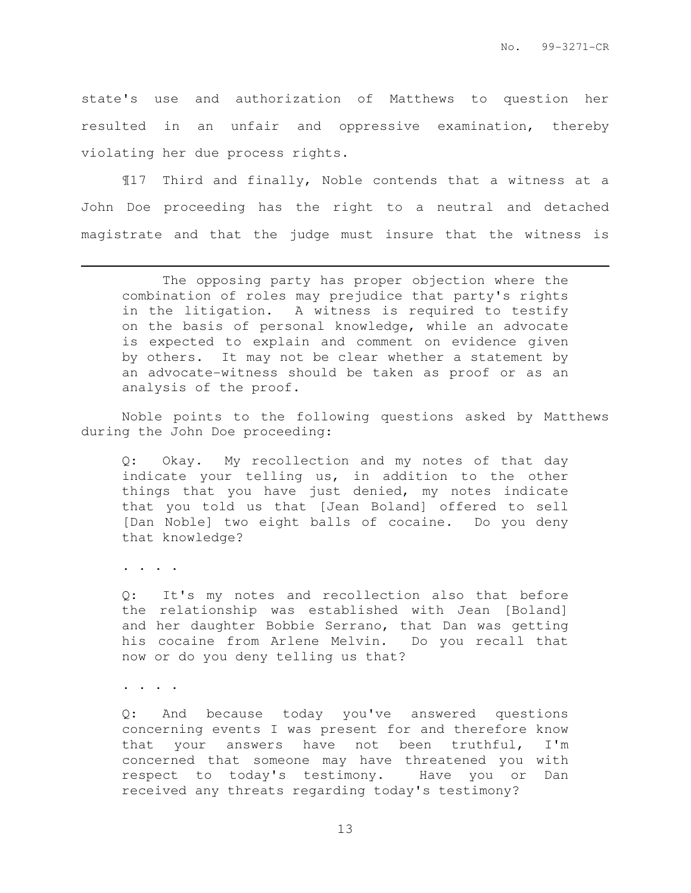state's use and authorization of Matthews to question her resulted in an unfair and oppressive examination, thereby violating her due process rights.

¶17 Third and finally, Noble contends that a witness at a John Doe proceeding has the right to a neutral and detached magistrate and that the judge must insure that the witness is

---

> The opposing party has proper objection where the combination of roles may prejudice that party's rights in the litigation. A witness is required to testify on the basis of personal knowledge, while an advocate is expected to explain and comment on evidence given by others. It may not be clear whether a statement by an advocate-witness should be taken as proof or as an analysis of the proof.

Noble points to the following questions asked by Matthews during the John Doe proceeding:

> Q: Okay. My recollection and my notes of that day indicate your telling us, in addition to the other things that you have just denied, my notes indicate that you told us that [Jean Boland] offered to sell [Dan Noble] two eight balls of cocaine. Do you deny that knowledge?
>
> . . . .
>
> Q: It's my notes and recollection also that before the relationship was established with Jean [Boland] and her daughter Bobbie Serrano, that Dan was getting his cocaine from Arlene Melvin. Do you recall that now or do you deny telling us that?
>
> . . . .
>
> Q: And because today you've answered questions concerning events I was present for and therefore know that your answers have not been truthful, I'm concerned that someone may have threatened you with respect to today's testimony. Have you or Dan received any threats regarding today's testimony?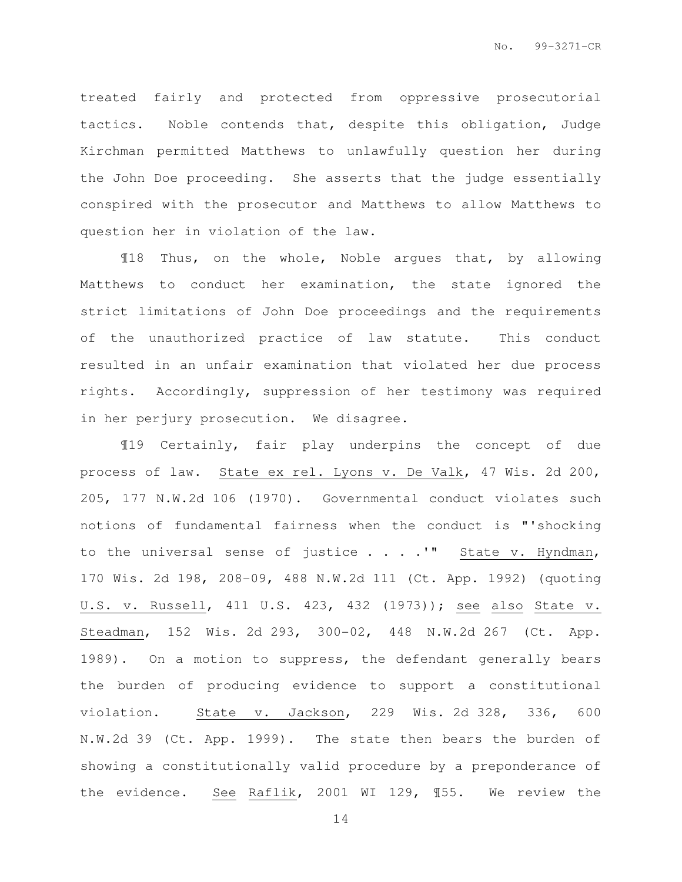treated fairly and protected from oppressive prosecutorial tactics. Noble contends that, despite this obligation, Judge Kirchman permitted Matthews to unlawfully question her during the John Doe proceeding. She asserts that the judge essentially conspired with the prosecutor and Matthews to allow Matthews to question her in violation of the law.

¶18 Thus, on the whole, Noble argues that, by allowing Matthews to conduct her examination, the state ignored the strict limitations of John Doe proceedings and the requirements of the unauthorized practice of law statute. This conduct resulted in an unfair examination that violated her due process rights. Accordingly, suppression of her testimony was required in her perjury prosecution. We disagree.

¶19 Certainly, fair play underpins the concept of due process of law. State ex rel. Lyons v. De Valk, 47 Wis. 2d 200, 205, 177 N.W.2d 106 (1970). Governmental conduct violates such notions of fundamental fairness when the conduct is "'shocking to the universal sense of justice . . . .'" State v. Hyndman, 170 Wis. 2d 198, 208-09, 488 N.W.2d 111 (Ct. App. 1992) (quoting U.S. v. Russell, 411 U.S. 423, 432 (1973)); see also State v. Steadman, 152 Wis. 2d 293, 300-02, 448 N.W.2d 267 (Ct. App. 1989). On a motion to suppress, the defendant generally bears the burden of producing evidence to support a constitutional violation. State v. Jackson, 229 Wis. 2d 328, 336, 600 N.W.2d 39 (Ct. App. 1999). The state then bears the burden of showing a constitutionally valid procedure by a preponderance of the evidence. See Raflik, 2001 WI 129, ¶55. We review the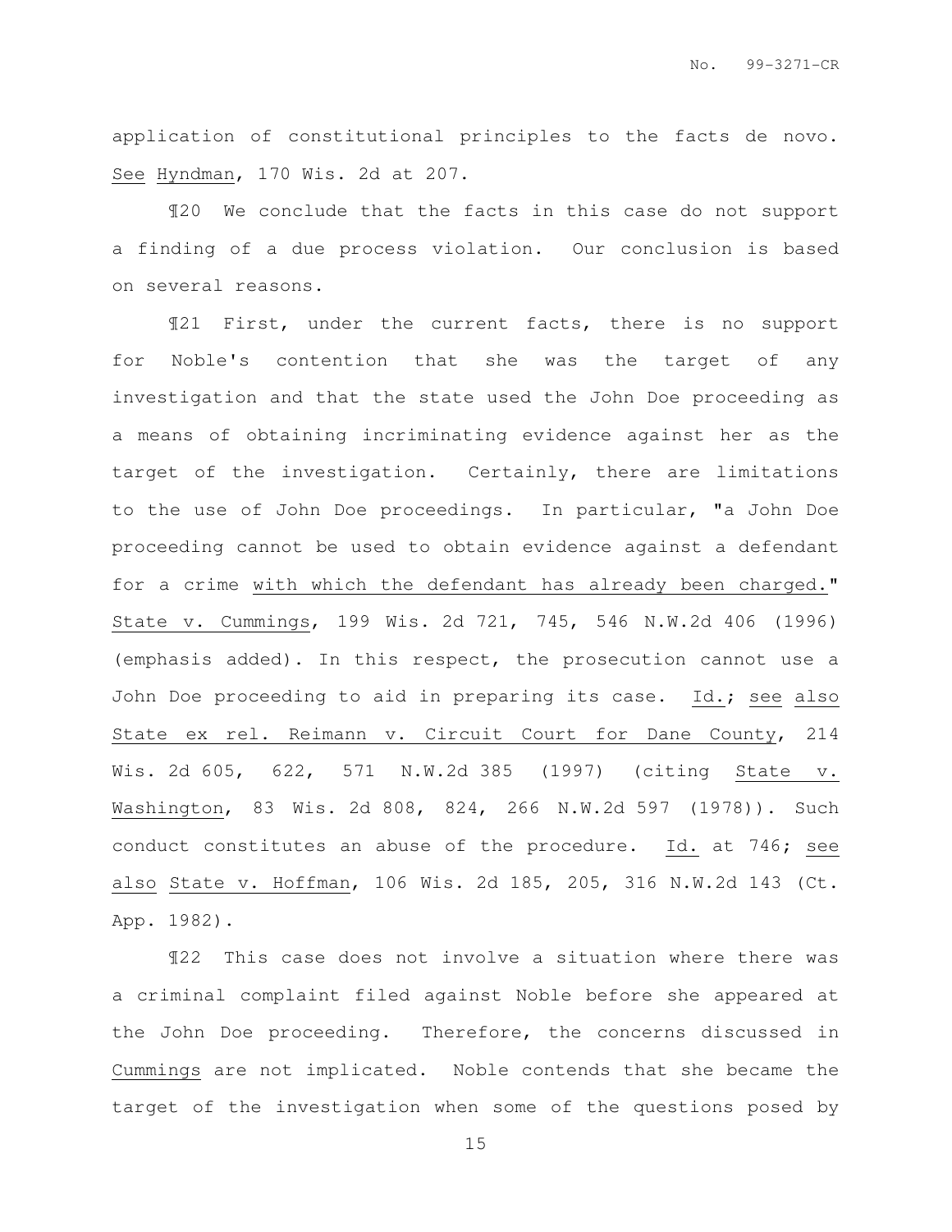application of constitutional principles to the facts de novo. See Hyndman, 170 Wis. 2d at 207.

¶20 We conclude that the facts in this case do not support a finding of a due process violation. Our conclusion is based on several reasons.

¶21 First, under the current facts, there is no support for Noble's contention that she was the target of any investigation and that the state used the John Doe proceeding as a means of obtaining incriminating evidence against her as the target of the investigation. Certainly, there are limitations to the use of John Doe proceedings. In particular, "a John Doe proceeding cannot be used to obtain evidence against a defendant for a crime with which the defendant has already been charged." State v. Cummings, 199 Wis. 2d 721, 745, 546 N.W.2d 406 (1996) (emphasis added). In this respect, the prosecution cannot use a John Doe proceeding to aid in preparing its case. Id.; see also State ex rel. Reimann v. Circuit Court for Dane County, 214 Wis. 2d 605, 622, 571 N.W.2d 385 (1997) (citing State v. Washington, 83 Wis. 2d 808, 824, 266 N.W.2d 597 (1978)). Such conduct constitutes an abuse of the procedure. Id. at 746; see also State v. Hoffman, 106 Wis. 2d 185, 205, 316 N.W.2d 143 (Ct. App. 1982).

¶22 This case does not involve a situation where there was a criminal complaint filed against Noble before she appeared at the John Doe proceeding. Therefore, the concerns discussed in Cummings are not implicated. Noble contends that she became the target of the investigation when some of the questions posed by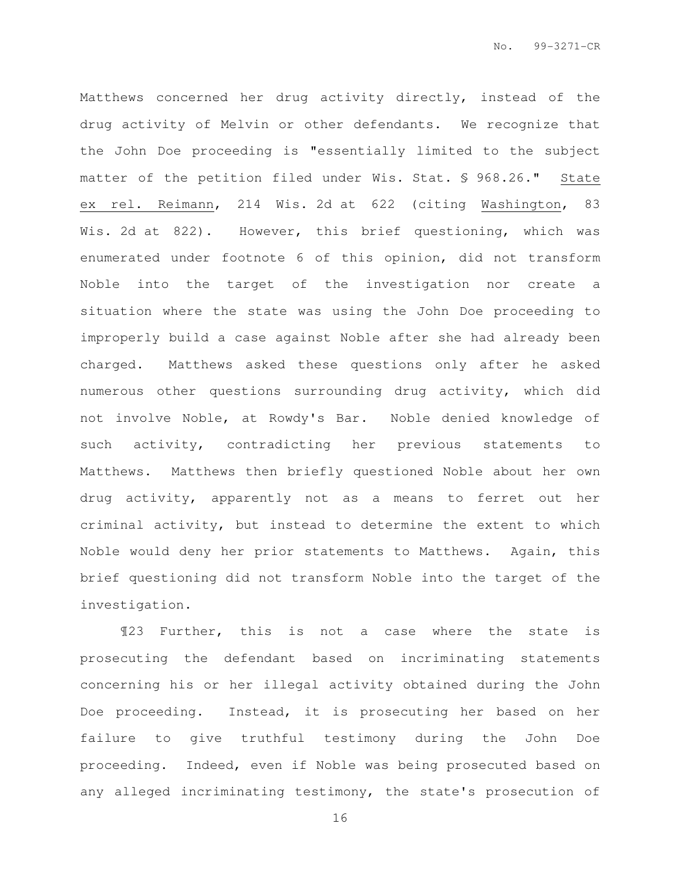Matthews concerned her drug activity directly, instead of the drug activity of Melvin or other defendants. We recognize that the John Doe proceeding is "essentially limited to the subject matter of the petition filed under Wis. Stat. § 968.26." State ex rel. Reimann, 214 Wis. 2d at 622 (citing Washington, 83 Wis. 2d at 822). However, this brief questioning, which was enumerated under footnote 6 of this opinion, did not transform Noble into the target of the investigation nor create a situation where the state was using the John Doe proceeding to improperly build a case against Noble after she had already been charged. Matthews asked these questions only after he asked numerous other questions surrounding drug activity, which did not involve Noble, at Rowdy's Bar. Noble denied knowledge of such activity, contradicting her previous statements to Matthews. Matthews then briefly questioned Noble about her own drug activity, apparently not as a means to ferret out her criminal activity, but instead to determine the extent to which Noble would deny her prior statements to Matthews. Again, this brief questioning did not transform Noble into the target of the investigation.

¶23 Further, this is not a case where the state is prosecuting the defendant based on incriminating statements concerning his or her illegal activity obtained during the John Doe proceeding. Instead, it is prosecuting her based on her failure to give truthful testimony during the John Doe proceeding. Indeed, even if Noble was being prosecuted based on any alleged incriminating testimony, the state's prosecution of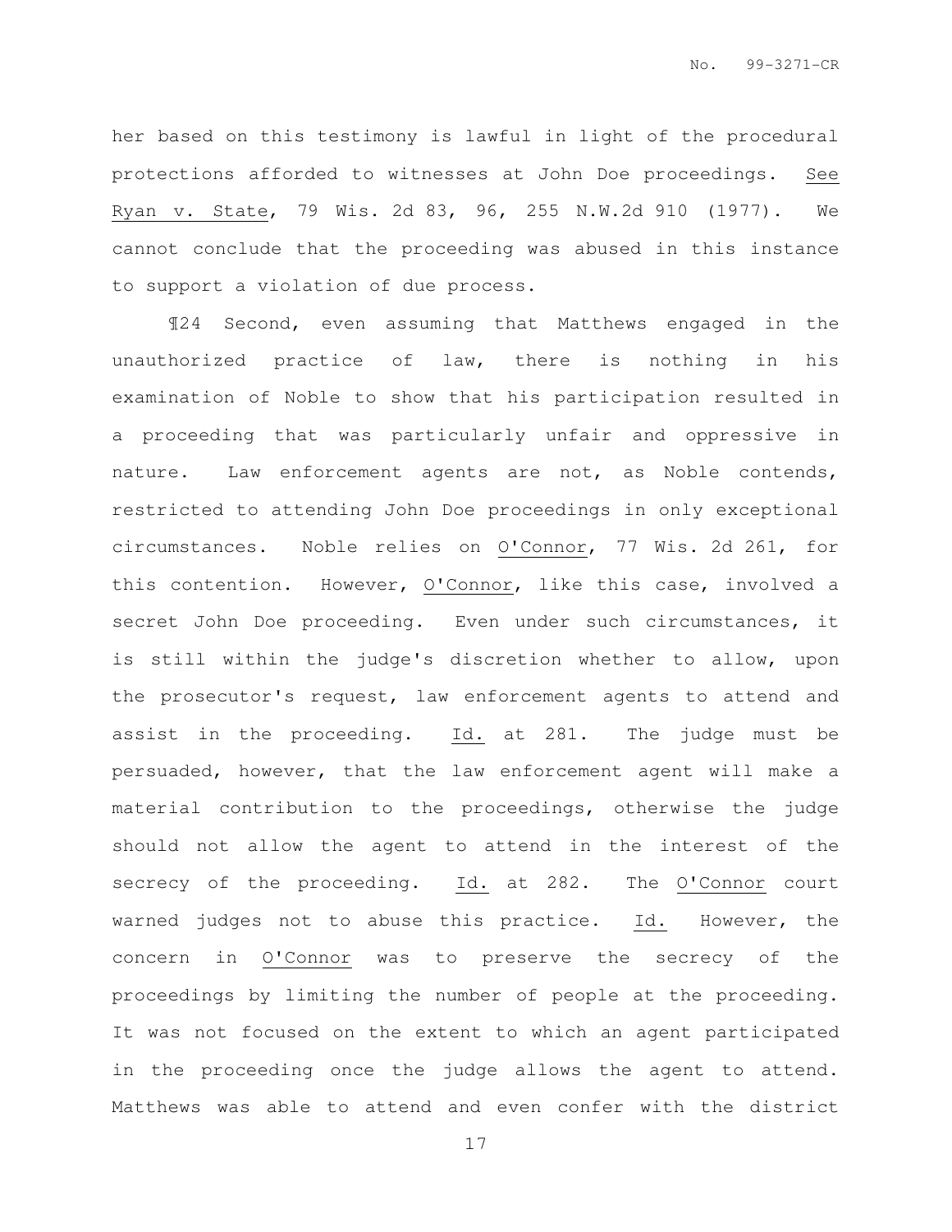her based on this testimony is lawful in light of the procedural protections afforded to witnesses at John Doe proceedings. See Ryan v. State, 79 Wis. 2d 83, 96, 255 N.W.2d 910 (1977). We cannot conclude that the proceeding was abused in this instance to support a violation of due process.

¶24 Second, even assuming that Matthews engaged in the unauthorized practice of law, there is nothing in his examination of Noble to show that his participation resulted in a proceeding that was particularly unfair and oppressive in nature. Law enforcement agents are not, as Noble contends, restricted to attending John Doe proceedings in only exceptional circumstances. Noble relies on O'Connor, 77 Wis. 2d 261, for this contention. However, O'Connor, like this case, involved a secret John Doe proceeding. Even under such circumstances, it is still within the judge's discretion whether to allow, upon the prosecutor's request, law enforcement agents to attend and assist in the proceeding. Id. at 281. The judge must be persuaded, however, that the law enforcement agent will make a material contribution to the proceedings, otherwise the judge should not allow the agent to attend in the interest of the secrecy of the proceeding. Id. at 282. The O'Connor court warned judges not to abuse this practice. Id. However, the concern in O'Connor was to preserve the secrecy of the proceedings by limiting the number of people at the proceeding. It was not focused on the extent to which an agent participated in the proceeding once the judge allows the agent to attend. Matthews was able to attend and even confer with the district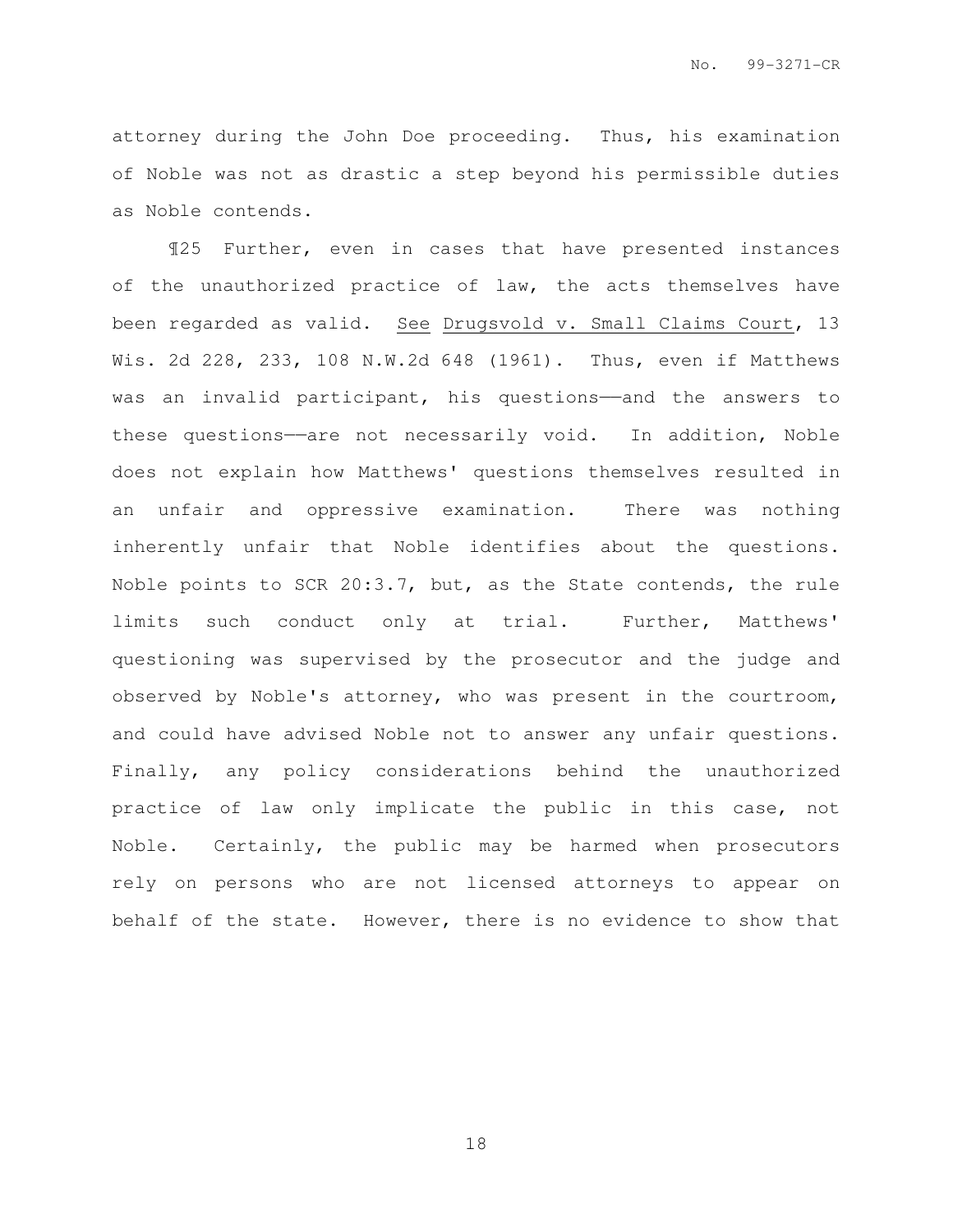attorney during the John Doe proceeding. Thus, his examination of Noble was not as drastic a step beyond his permissible duties as Noble contends.

¶25 Further, even in cases that have presented instances of the unauthorized practice of law, the acts themselves have been regarded as valid. See Drugsvold v. Small Claims Court, 13 Wis. 2d 228, 233, 108 N.W.2d 648 (1961). Thus, even if Matthews was an invalid participant, his questions——and the answers to these questions——are not necessarily void. In addition, Noble does not explain how Matthews' questions themselves resulted in an unfair and oppressive examination. There was nothing inherently unfair that Noble identifies about the questions. Noble points to SCR 20:3.7, but, as the State contends, the rule limits such conduct only at trial. Further, Matthews' questioning was supervised by the prosecutor and the judge and observed by Noble's attorney, who was present in the courtroom, and could have advised Noble not to answer any unfair questions. Finally, any policy considerations behind the unauthorized practice of law only implicate the public in this case, not Noble. Certainly, the public may be harmed when prosecutors rely on persons who are not licensed attorneys to appear on behalf of the state. However, there is no evidence to show that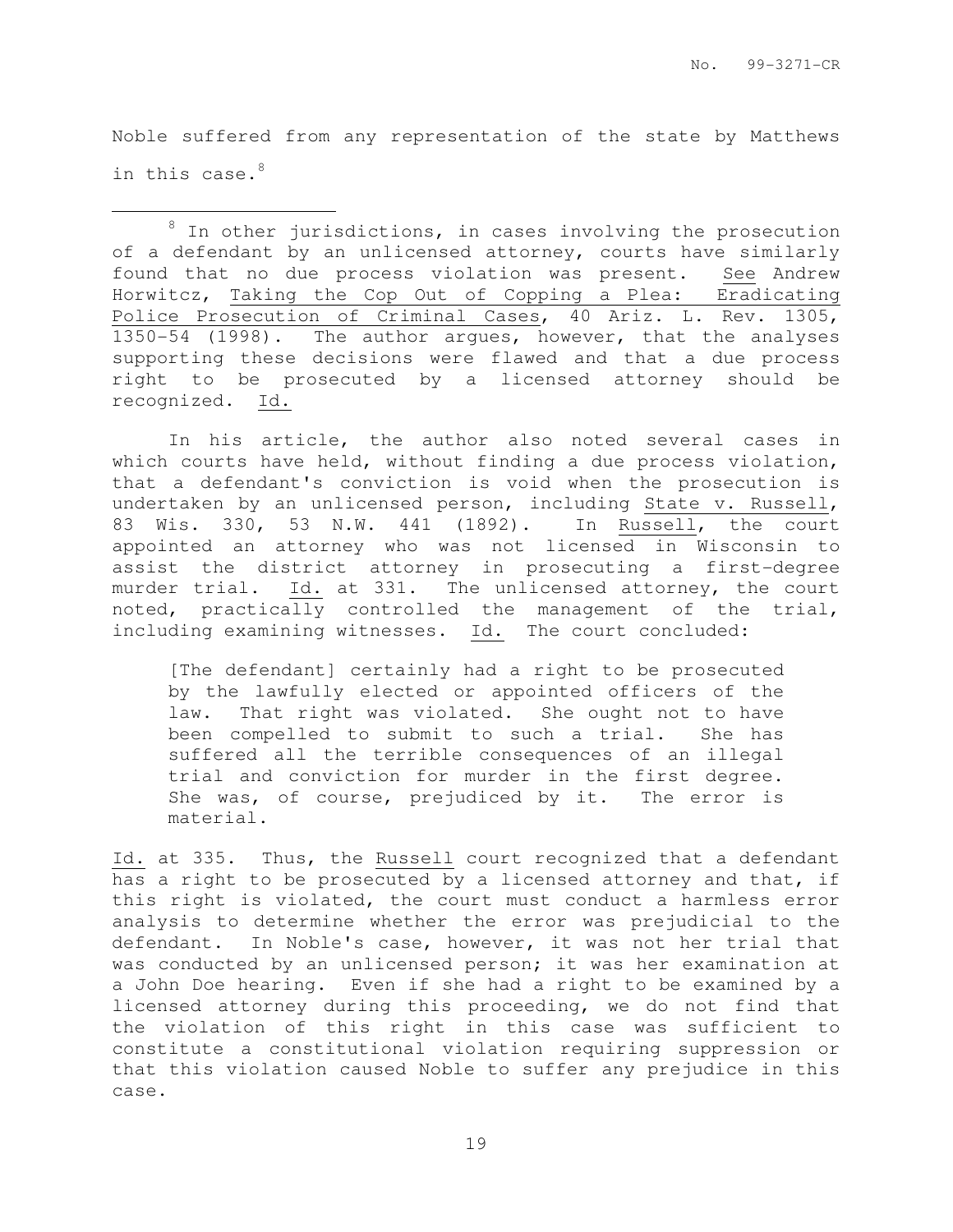Noble suffered from any representation of the state by Matthews in this case.[8]

[8] In other jurisdictions, in cases involving the prosecution of a defendant by an unlicensed attorney, courts have similarly found that no due process violation was present. See Andrew Horwitcz, Taking the Cop Out of Copping a Plea: Eradicating Police Prosecution of Criminal Cases, 40 Ariz. L. Rev. 1305, 1350-54 (1998). The author argues, however, that the analyses supporting these decisions were flawed and that a due process right to be prosecuted by a licensed attorney should be recognized. Id.

In his article, the author also noted several cases in which courts have held, without finding a due process violation, that a defendant's conviction is void when the prosecution is undertaken by an unlicensed person, including State v. Russell, 83 Wis. 330, 53 N.W. 441 (1892). In Russell, the court appointed an attorney who was not licensed in Wisconsin to assist the district attorney in prosecuting a first-degree murder trial. Id. at 331. The unlicensed attorney, the court noted, practically controlled the management of the trial, including examining witnesses. Id. The court concluded:

> [The defendant] certainly had a right to be prosecuted by the lawfully elected or appointed officers of the law. That right was violated. She ought not to have been compelled to submit to such a trial. She has suffered all the terrible consequences of an illegal trial and conviction for murder in the first degree. She was, of course, prejudiced by it. The error is material.

Id. at 335. Thus, the Russell court recognized that a defendant has a right to be prosecuted by a licensed attorney and that, if this right is violated, the court must conduct a harmless error analysis to determine whether the error was prejudicial to the defendant. In Noble's case, however, it was not her trial that was conducted by an unlicensed person; it was her examination at a John Doe hearing. Even if she had a right to be examined by a licensed attorney during this proceeding, we do not find that the violation of this right in this case was sufficient to constitute a constitutional violation requiring suppression or that this violation caused Noble to suffer any prejudice in this case.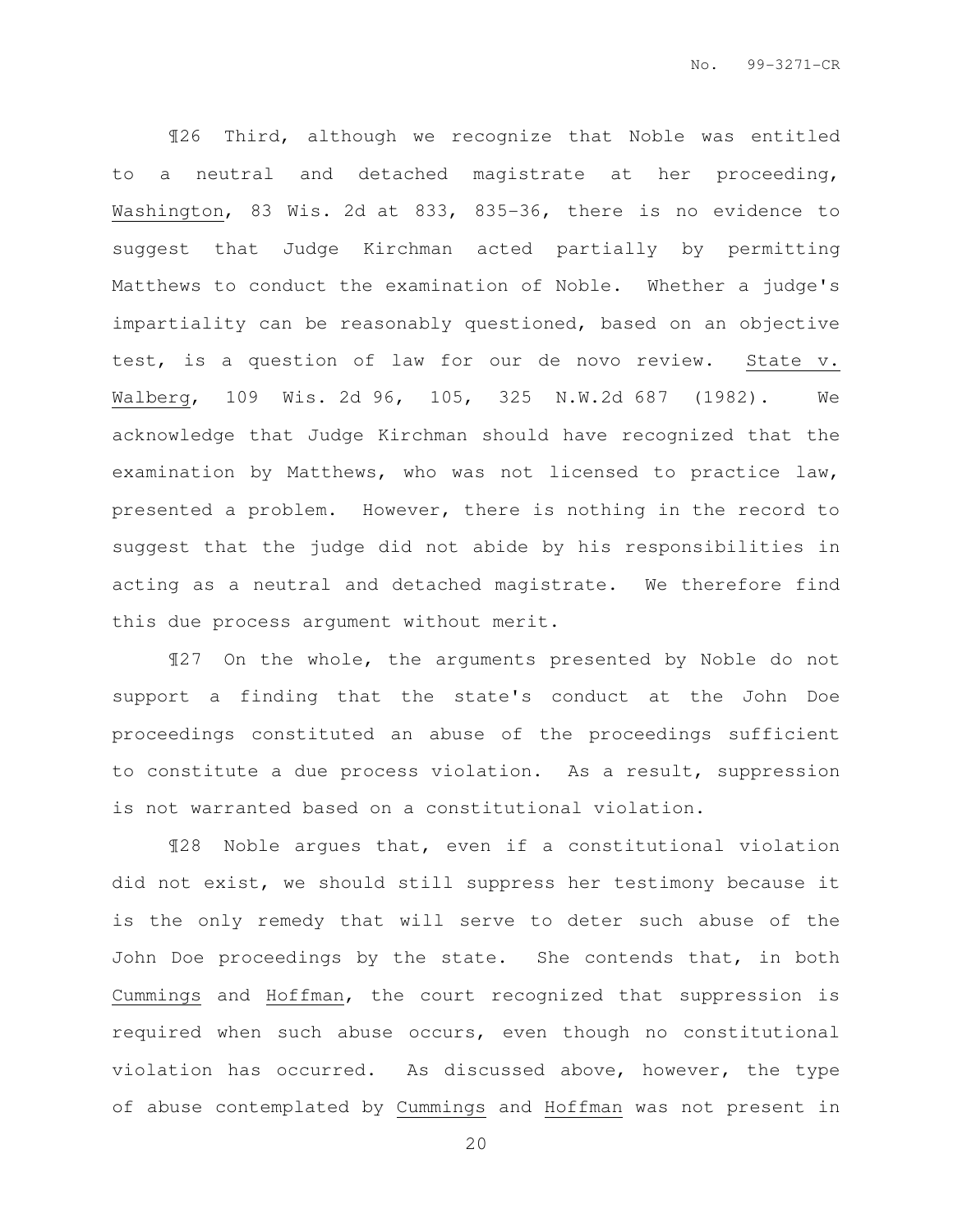¶26 Third, although we recognize that Noble was entitled to a neutral and detached magistrate at her proceeding, Washington, 83 Wis. 2d at 833, 835-36, there is no evidence to suggest that Judge Kirchman acted partially by permitting Matthews to conduct the examination of Noble. Whether a judge's impartiality can be reasonably questioned, based on an objective test, is a question of law for our de novo review. State v. Walberg, 109 Wis. 2d 96, 105, 325 N.W.2d 687 (1982). We acknowledge that Judge Kirchman should have recognized that the examination by Matthews, who was not licensed to practice law, presented a problem. However, there is nothing in the record to suggest that the judge did not abide by his responsibilities in acting as a neutral and detached magistrate. We therefore find this due process argument without merit.

¶27 On the whole, the arguments presented by Noble do not support a finding that the state's conduct at the John Doe proceedings constituted an abuse of the proceedings sufficient to constitute a due process violation. As a result, suppression is not warranted based on a constitutional violation.

¶28 Noble argues that, even if a constitutional violation did not exist, we should still suppress her testimony because it is the only remedy that will serve to deter such abuse of the John Doe proceedings by the state. She contends that, in both Cummings and Hoffman, the court recognized that suppression is required when such abuse occurs, even though no constitutional violation has occurred. As discussed above, however, the type of abuse contemplated by Cummings and Hoffman was not present in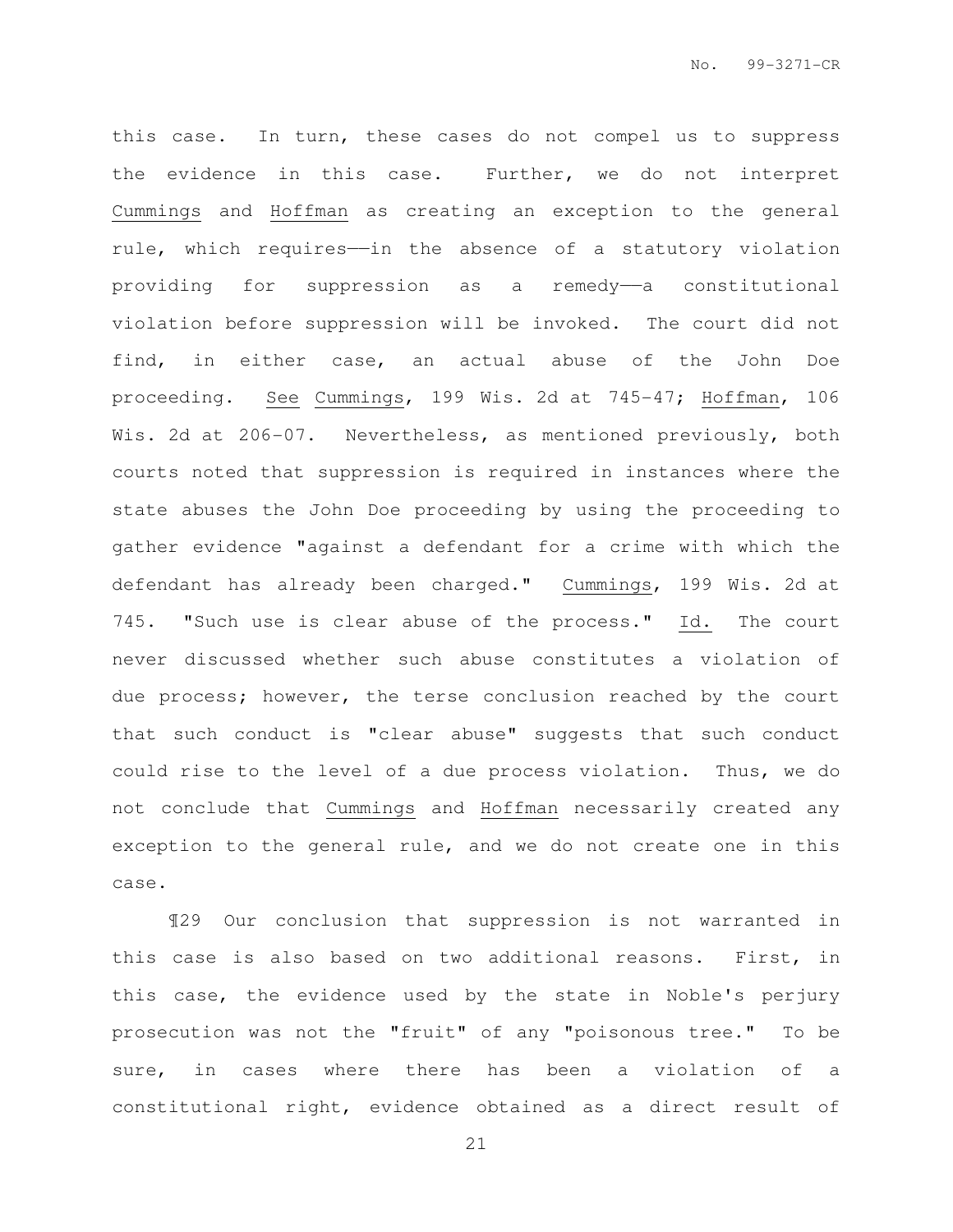this case. In turn, these cases do not compel us to suppress the evidence in this case. Further, we do not interpret Cummings and Hoffman as creating an exception to the general rule, which requires——in the absence of a statutory violation providing for suppression as a remedy——a constitutional violation before suppression will be invoked. The court did not find, in either case, an actual abuse of the John Doe proceeding. See Cummings, 199 Wis. 2d at 745-47; Hoffman, 106 Wis. 2d at 206-07. Nevertheless, as mentioned previously, both courts noted that suppression is required in instances where the state abuses the John Doe proceeding by using the proceeding to gather evidence "against a defendant for a crime with which the defendant has already been charged." Cummings, 199 Wis. 2d at 745. "Such use is clear abuse of the process." Id. The court never discussed whether such abuse constitutes a violation of due process; however, the terse conclusion reached by the court that such conduct is "clear abuse" suggests that such conduct could rise to the level of a due process violation. Thus, we do not conclude that Cummings and Hoffman necessarily created any exception to the general rule, and we do not create one in this case.

¶29 Our conclusion that suppression is not warranted in this case is also based on two additional reasons. First, in this case, the evidence used by the state in Noble's perjury prosecution was not the "fruit" of any "poisonous tree." To be sure, in cases where there has been a violation of a constitutional right, evidence obtained as a direct result of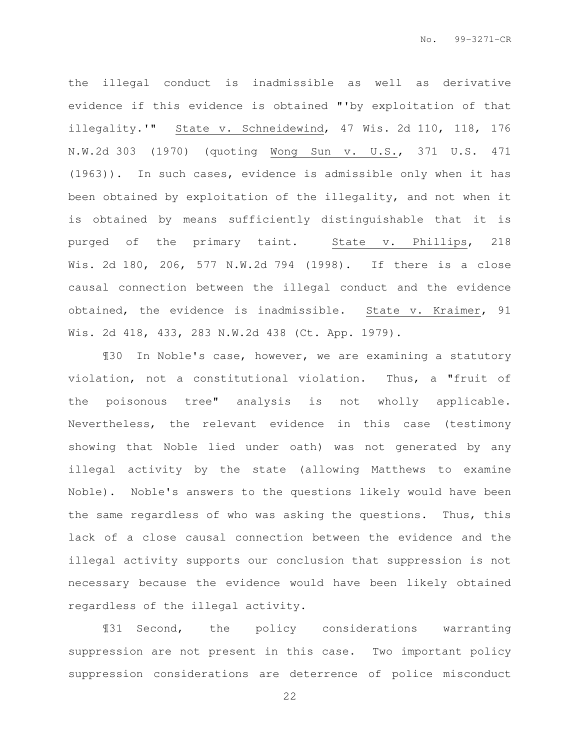the illegal conduct is inadmissible as well as derivative evidence if this evidence is obtained "'by exploitation of that illegality.'" State v. Schneidewind, 47 Wis. 2d 110, 118, 176 N.W.2d 303 (1970) (quoting Wong Sun v. U.S., 371 U.S. 471 (1963)). In such cases, evidence is admissible only when it has been obtained by exploitation of the illegality, and not when it is obtained by means sufficiently distinguishable that it is purged of the primary taint. State v. Phillips, 218 Wis. 2d 180, 206, 577 N.W.2d 794 (1998). If there is a close causal connection between the illegal conduct and the evidence obtained, the evidence is inadmissible. State v. Kraimer, 91 Wis. 2d 418, 433, 283 N.W.2d 438 (Ct. App. 1979).

¶30 In Noble's case, however, we are examining a statutory violation, not a constitutional violation. Thus, a "fruit of the poisonous tree" analysis is not wholly applicable. Nevertheless, the relevant evidence in this case (testimony showing that Noble lied under oath) was not generated by any illegal activity by the state (allowing Matthews to examine Noble). Noble's answers to the questions likely would have been the same regardless of who was asking the questions. Thus, this lack of a close causal connection between the evidence and the illegal activity supports our conclusion that suppression is not necessary because the evidence would have been likely obtained regardless of the illegal activity.

¶31 Second, the policy considerations warranting suppression are not present in this case. Two important policy suppression considerations are deterrence of police misconduct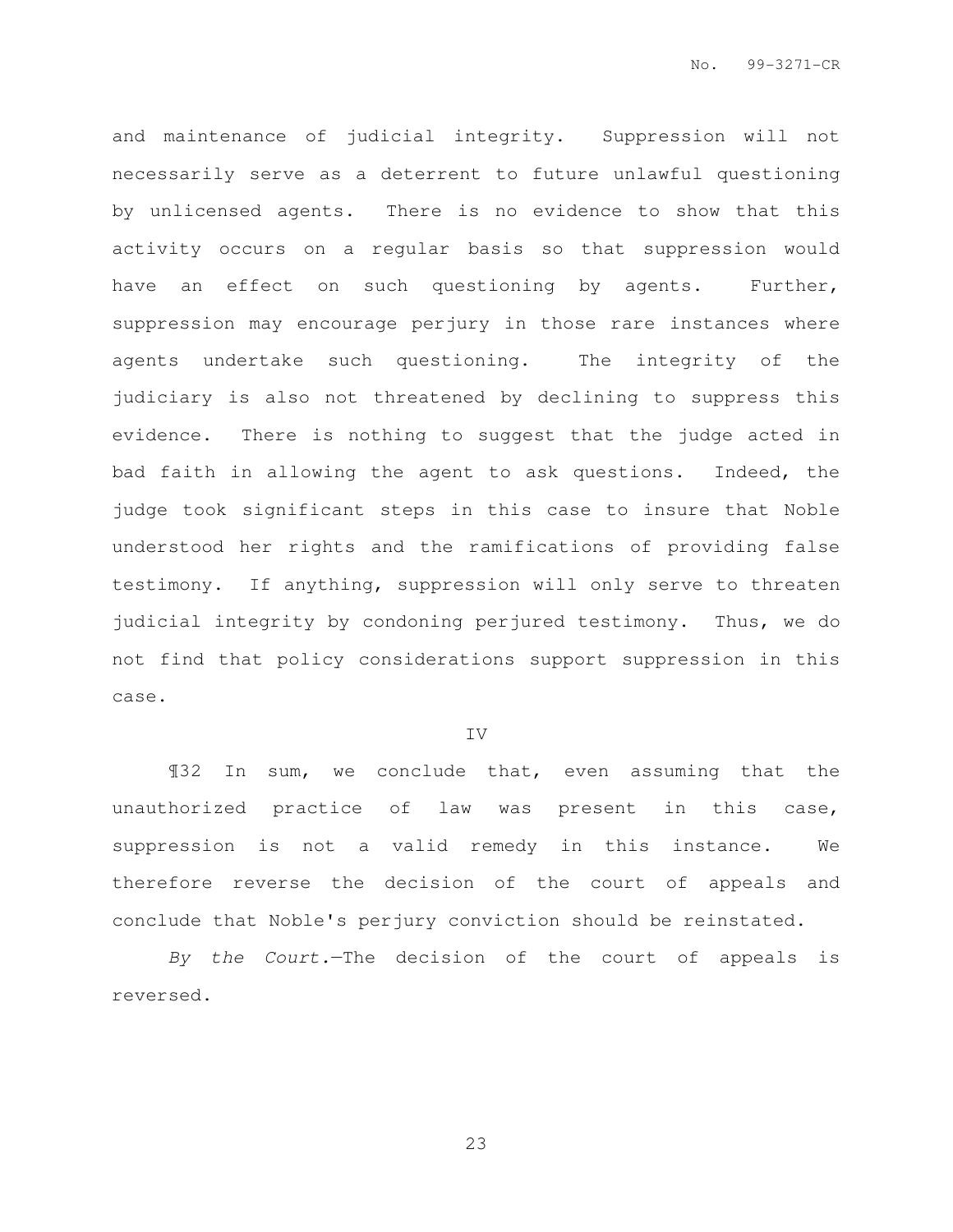and maintenance of judicial integrity. Suppression will not necessarily serve as a deterrent to future unlawful questioning by unlicensed agents. There is no evidence to show that this activity occurs on a regular basis so that suppression would have an effect on such questioning by agents. Further, suppression may encourage perjury in those rare instances where agents undertake such questioning. The integrity of the judiciary is also not threatened by declining to suppress this evidence. There is nothing to suggest that the judge acted in bad faith in allowing the agent to ask questions. Indeed, the judge took significant steps in this case to insure that Noble understood her rights and the ramifications of providing false testimony. If anything, suppression will only serve to threaten judicial integrity by condoning perjured testimony. Thus, we do not find that policy considerations support suppression in this case.

IV

¶32 In sum, we conclude that, even assuming that the unauthorized practice of law was present in this case, suppression is not a valid remedy in this instance. We therefore reverse the decision of the court of appeals and conclude that Noble's perjury conviction should be reinstated.

*By the Court.*—The decision of the court of appeals is reversed.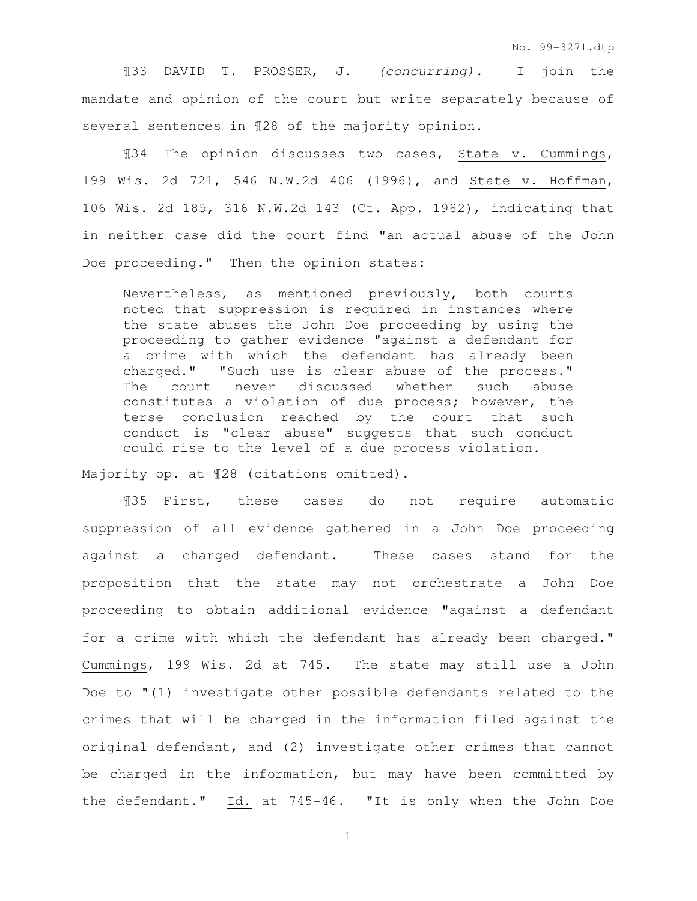¶33 DAVID T. PROSSER, J. *(concurring).* I join the mandate and opinion of the court but write separately because of several sentences in ¶28 of the majority opinion.

¶34 The opinion discusses two cases, State v. Cummings, 199 Wis. 2d 721, 546 N.W.2d 406 (1996), and State v. Hoffman, 106 Wis. 2d 185, 316 N.W.2d 143 (Ct. App. 1982), indicating that in neither case did the court find "an actual abuse of the John Doe proceeding." Then the opinion states:

> Nevertheless, as mentioned previously, both courts noted that suppression is required in instances where the state abuses the John Doe proceeding by using the proceeding to gather evidence "against a defendant for a crime with which the defendant has already been charged." "Such use is clear abuse of the process." The court never discussed whether such abuse constitutes a violation of due process; however, the terse conclusion reached by the court that such conduct is "clear abuse" suggests that such conduct could rise to the level of a due process violation.

Majority op. at ¶28 (citations omitted).

¶35 First, these cases do not require automatic suppression of all evidence gathered in a John Doe proceeding against a charged defendant. These cases stand for the proposition that the state may not orchestrate a John Doe proceeding to obtain additional evidence "against a defendant for a crime with which the defendant has already been charged." Cummings, 199 Wis. 2d at 745. The state may still use a John Doe to "(1) investigate other possible defendants related to the crimes that will be charged in the information filed against the original defendant, and (2) investigate other crimes that cannot be charged in the information, but may have been committed by the defendant." Id. at 745-46. "It is only when the John Doe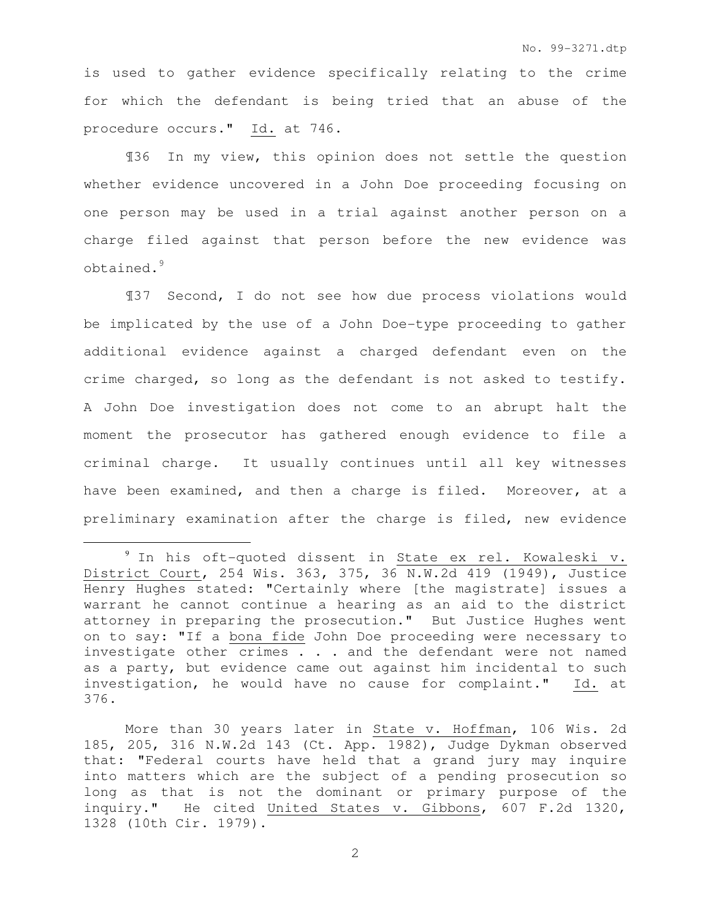is used to gather evidence specifically relating to the crime for which the defendant is being tried that an abuse of the procedure occurs." Id. at 746.

¶36 In my view, this opinion does not settle the question whether evidence uncovered in a John Doe proceeding focusing on one person may be used in a trial against another person on a charge filed against that person before the new evidence was obtained.[9]

¶37 Second, I do not see how due process violations would be implicated by the use of a John Doe-type proceeding to gather additional evidence against a charged defendant even on the crime charged, so long as the defendant is not asked to testify. A John Doe investigation does not come to an abrupt halt the moment the prosecutor has gathered enough evidence to file a criminal charge. It usually continues until all key witnesses have been examined, and then a charge is filed. Moreover, at a preliminary examination after the charge is filed, new evidence

---

[9] In his oft-quoted dissent in State ex rel. Kowaleski v. District Court, 254 Wis. 363, 375, 36 N.W.2d 419 (1949), Justice Henry Hughes stated: "Certainly where [the magistrate] issues a warrant he cannot continue a hearing as an aid to the district attorney in preparing the prosecution." But Justice Hughes went on to say: "If a bona fide John Doe proceeding were necessary to investigate other crimes . . . and the defendant were not named as a party, but evidence came out against him incidental to such investigation, he would have no cause for complaint." Id. at 376.

More than 30 years later in State v. Hoffman, 106 Wis. 2d 185, 205, 316 N.W.2d 143 (Ct. App. 1982), Judge Dykman observed that: "Federal courts have held that a grand jury may inquire into matters which are the subject of a pending prosecution so long as that is not the dominant or primary purpose of the inquiry." He cited United States v. Gibbons, 607 F.2d 1320, 1328 (10th Cir. 1979).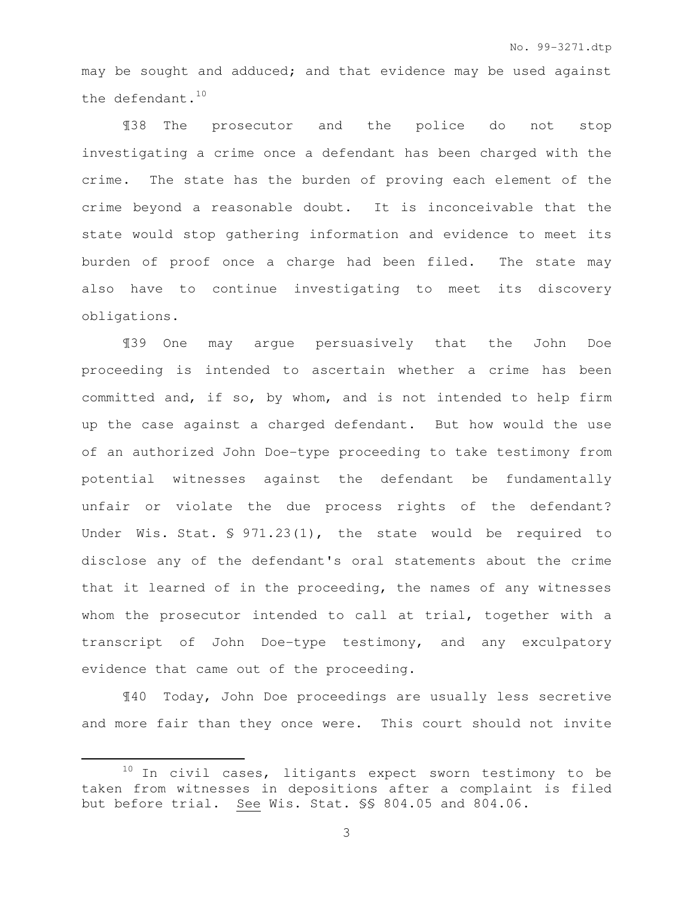may be sought and adduced; and that evidence may be used against the defendant.[10]

¶38 The prosecutor and the police do not stop investigating a crime once a defendant has been charged with the crime. The state has the burden of proving each element of the crime beyond a reasonable doubt. It is inconceivable that the state would stop gathering information and evidence to meet its burden of proof once a charge had been filed. The state may also have to continue investigating to meet its discovery obligations.

¶39 One may argue persuasively that the John Doe proceeding is intended to ascertain whether a crime has been committed and, if so, by whom, and is not intended to help firm up the case against a charged defendant. But how would the use of an authorized John Doe-type proceeding to take testimony from potential witnesses against the defendant be fundamentally unfair or violate the due process rights of the defendant? Under Wis. Stat. § 971.23(1), the state would be required to disclose any of the defendant's oral statements about the crime that it learned of in the proceeding, the names of any witnesses whom the prosecutor intended to call at trial, together with a transcript of John Doe-type testimony, and any exculpatory evidence that came out of the proceeding.

¶40 Today, John Doe proceedings are usually less secretive and more fair than they once were. This court should not invite

---

[10] In civil cases, litigants expect sworn testimony to be taken from witnesses in depositions after a complaint is filed but before trial. See Wis. Stat. §§ 804.05 and 804.06.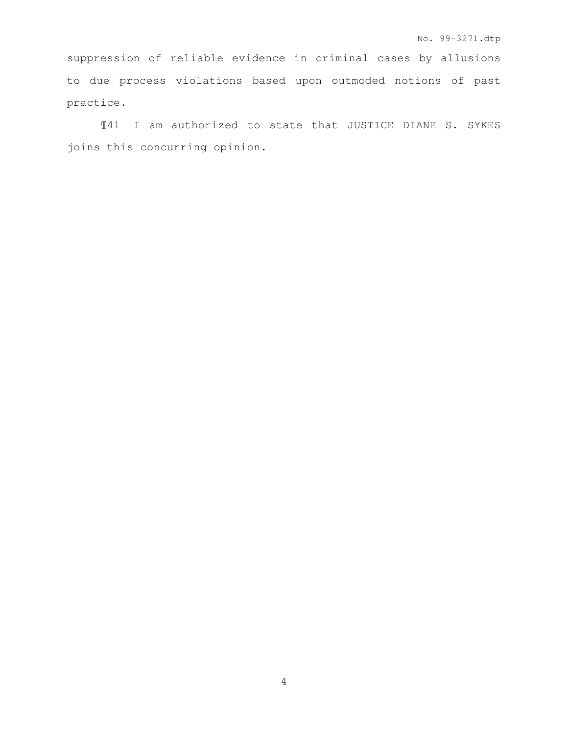suppression of reliable evidence in criminal cases by allusions to due process violations based upon outmoded notions of past practice.

¶41 I am authorized to state that JUSTICE DIANE S. SYKES joins this concurring opinion.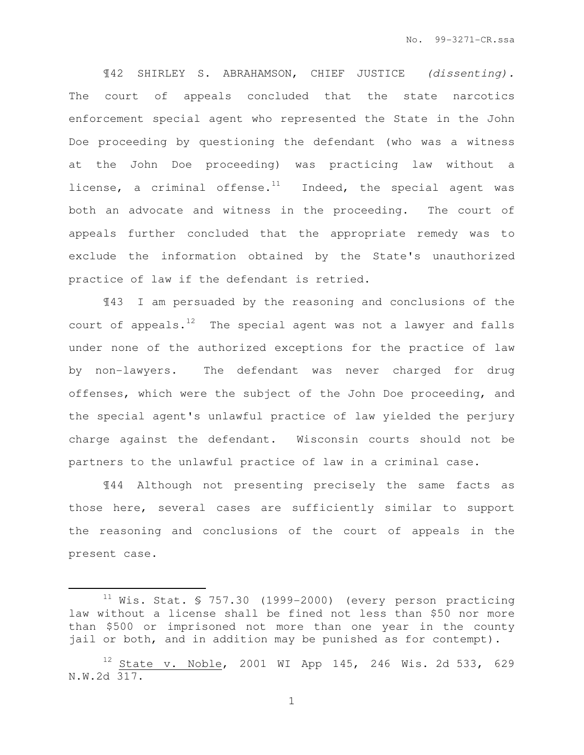¶42 SHIRLEY S. ABRAHAMSON, CHIEF JUSTICE *(dissenting).* The court of appeals concluded that the state narcotics enforcement special agent who represented the State in the John Doe proceeding by questioning the defendant (who was a witness at the John Doe proceeding) was practicing law without a license, a criminal offense.[11] Indeed, the special agent was both an advocate and witness in the proceeding. The court of appeals further concluded that the appropriate remedy was to exclude the information obtained by the State's unauthorized practice of law if the defendant is retried.

¶43 I am persuaded by the reasoning and conclusions of the court of appeals.[12] The special agent was not a lawyer and falls under none of the authorized exceptions for the practice of law by non-lawyers. The defendant was never charged for drug offenses, which were the subject of the John Doe proceeding, and the special agent's unlawful practice of law yielded the perjury charge against the defendant. Wisconsin courts should not be partners to the unlawful practice of law in a criminal case.

¶44 Although not presenting precisely the same facts as those here, several cases are sufficiently similar to support the reasoning and conclusions of the court of appeals in the present case.

---

[11] Wis. Stat. § 757.30 (1999-2000) (every person practicing law without a license shall be fined not less than $50 nor more than $500 or imprisoned not more than one year in the county jail or both, and in addition may be punished as for contempt).

[12] State v. Noble, 2001 WI App 145, 246 Wis. 2d 533, 629 N.W.2d 317.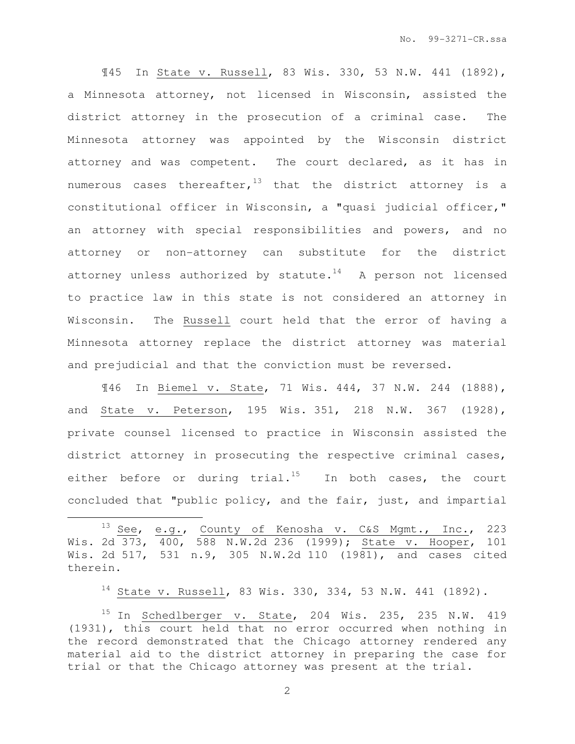¶45 In State v. Russell, 83 Wis. 330, 53 N.W. 441 (1892), a Minnesota attorney, not licensed in Wisconsin, assisted the district attorney in the prosecution of a criminal case. The Minnesota attorney was appointed by the Wisconsin district attorney and was competent. The court declared, as it has in numerous cases thereafter,[13] that the district attorney is a constitutional officer in Wisconsin, a "quasi judicial officer," an attorney with special responsibilities and powers, and no attorney or non-attorney can substitute for the district attorney unless authorized by statute.[14] A person not licensed to practice law in this state is not considered an attorney in Wisconsin. The Russell court held that the error of having a Minnesota attorney replace the district attorney was material and prejudicial and that the conviction must be reversed.

¶46 In Biemel v. State, 71 Wis. 444, 37 N.W. 244 (1888), and State v. Peterson, 195 Wis. 351, 218 N.W. 367 (1928), private counsel licensed to practice in Wisconsin assisted the district attorney in prosecuting the respective criminal cases, either before or during trial.[15] In both cases, the court concluded that "public policy, and the fair, just, and impartial

---

[13] See, e.g., County of Kenosha v. C&S Mgmt., Inc., 223 Wis. 2d 373, 400, 588 N.W.2d 236 (1999); State v. Hooper, 101 Wis. 2d 517, 531 n.9, 305 N.W.2d 110 (1981), and cases cited therein.

[14] State v. Russell, 83 Wis. 330, 334, 53 N.W. 441 (1892).

[15] In Schedlberger v. State, 204 Wis. 235, 235 N.W. 419 (1931), this court held that no error occurred when nothing in the record demonstrated that the Chicago attorney rendered any material aid to the district attorney in preparing the case for trial or that the Chicago attorney was present at the trial.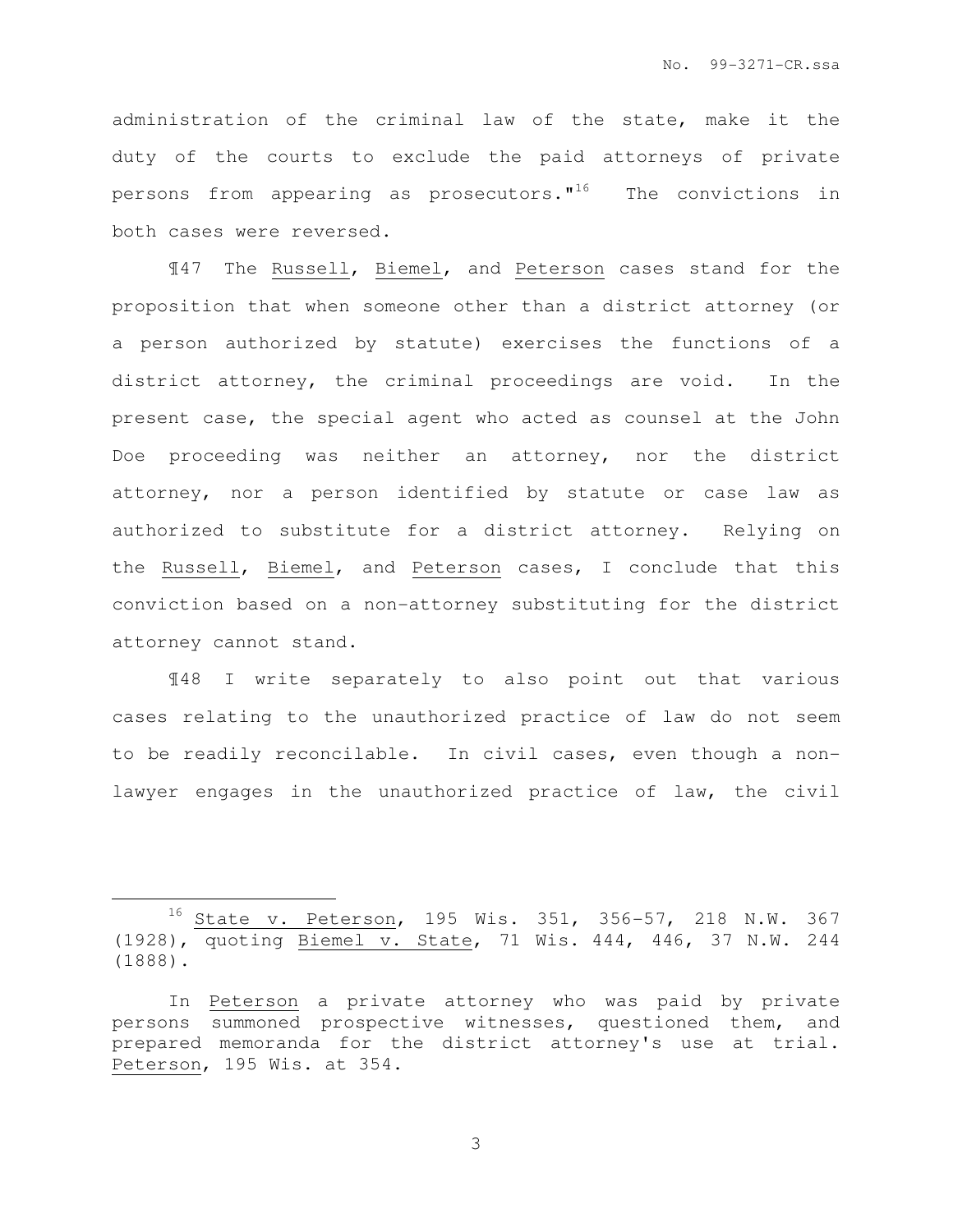administration of the criminal law of the state, make it the duty of the courts to exclude the paid attorneys of private persons from appearing as prosecutors."[16] The convictions in both cases were reversed.

¶47 The Russell, Biemel, and Peterson cases stand for the proposition that when someone other than a district attorney (or a person authorized by statute) exercises the functions of a district attorney, the criminal proceedings are void. In the present case, the special agent who acted as counsel at the John Doe proceeding was neither an attorney, nor the district attorney, nor a person identified by statute or case law as authorized to substitute for a district attorney. Relying on the Russell, Biemel, and Peterson cases, I conclude that this conviction based on a non-attorney substituting for the district attorney cannot stand.

¶48 I write separately to also point out that various cases relating to the unauthorized practice of law do not seem to be readily reconcilable. In civil cases, even though a non-lawyer engages in the unauthorized practice of law, the civil

---

[16] State v. Peterson, 195 Wis. 351, 356-57, 218 N.W. 367 (1928), quoting Biemel v. State, 71 Wis. 444, 446, 37 N.W. 244 (1888).

In Peterson a private attorney who was paid by private persons summoned prospective witnesses, questioned them, and prepared memoranda for the district attorney's use at trial. Peterson, 195 Wis. at 354.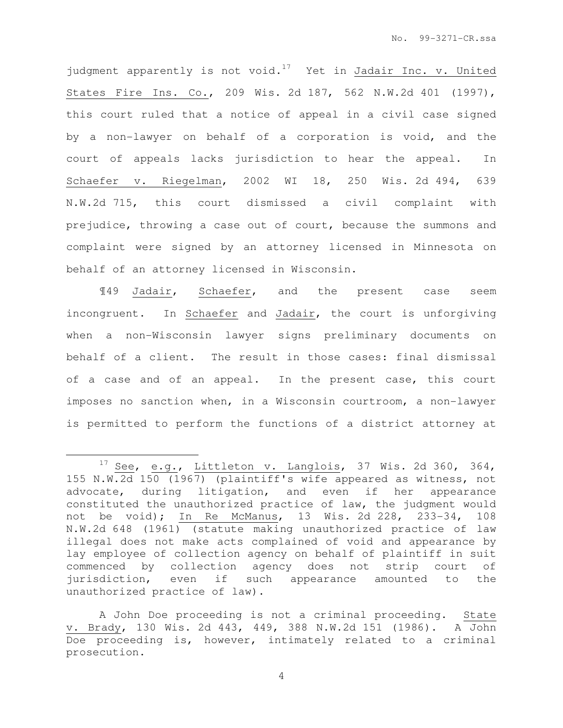judgment apparently is not void.[17] Yet in Jadair Inc. v. United States Fire Ins. Co., 209 Wis. 2d 187, 562 N.W.2d 401 (1997), this court ruled that a notice of appeal in a civil case signed by a non-lawyer on behalf of a corporation is void, and the court of appeals lacks jurisdiction to hear the appeal. In Schaefer v. Riegelman, 2002 WI 18, 250 Wis. 2d 494, 639 N.W.2d 715, this court dismissed a civil complaint with prejudice, throwing a case out of court, because the summons and complaint were signed by an attorney licensed in Minnesota on behalf of an attorney licensed in Wisconsin.

¶49 Jadair, Schaefer, and the present case seem incongruent. In Schaefer and Jadair, the court is unforgiving when a non-Wisconsin lawyer signs preliminary documents on behalf of a client. The result in those cases: final dismissal of a case and of an appeal. In the present case, this court imposes no sanction when, in a Wisconsin courtroom, a non-lawyer is permitted to perform the functions of a district attorney at

---

[17] See, e.g., Littleton v. Langlois, 37 Wis. 2d 360, 364, 155 N.W.2d 150 (1967) (plaintiff's wife appeared as witness, not advocate, during litigation, and even if her appearance constituted the unauthorized practice of law, the judgment would not be void); In Re McManus, 13 Wis. 2d 228, 233-34, 108 N.W.2d 648 (1961) (statute making unauthorized practice of law illegal does not make acts complained of void and appearance by lay employee of collection agency on behalf of plaintiff in suit commenced by collection agency does not strip court of jurisdiction, even if such appearance amounted to the unauthorized practice of law).

A John Doe proceeding is not a criminal proceeding. State v. Brady, 130 Wis. 2d 443, 449, 388 N.W.2d 151 (1986). A John Doe proceeding is, however, intimately related to a criminal prosecution.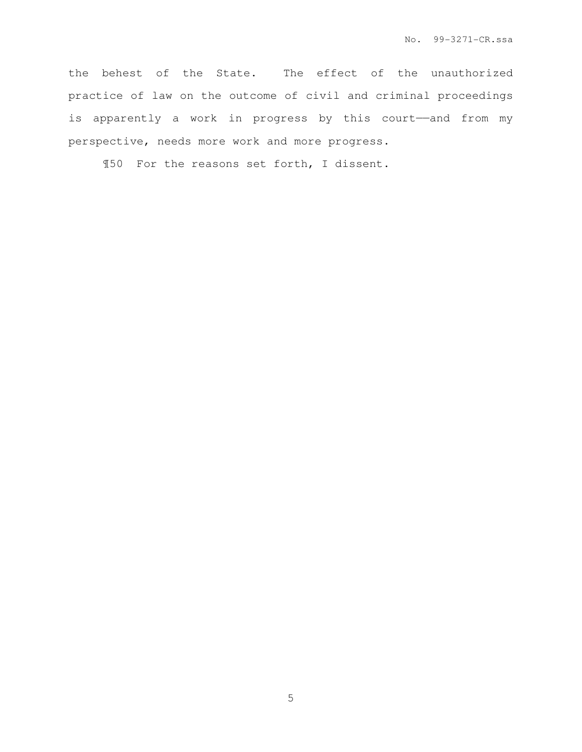the behest of the State. The effect of the unauthorized practice of law on the outcome of civil and criminal proceedings is apparently a work in progress by this court——and from my perspective, needs more work and more progress.

¶50 For the reasons set forth, I dissent.